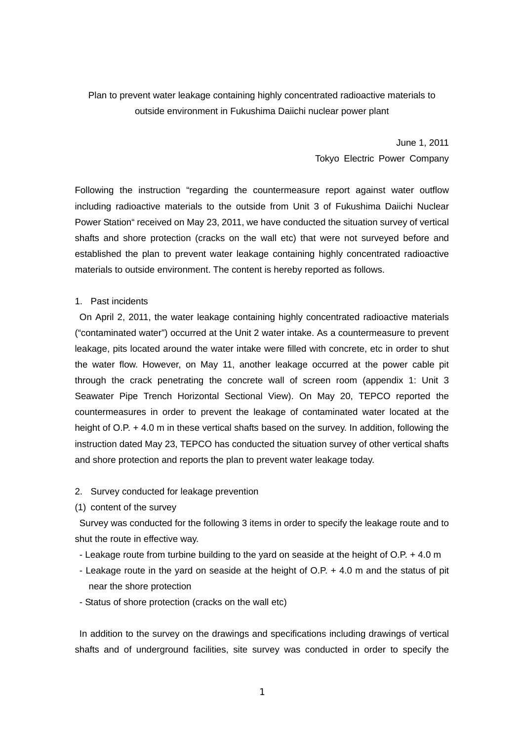# Plan to prevent water leakage containing highly concentrated radioactive materials to outside environment in Fukushima Daiichi nuclear power plant

June 1, 2011
Tokyo Electric Power Company

Following the instruction "regarding the countermeasure report against water outflow including radioactive materials to the outside from Unit 3 of Fukushima Daiichi Nuclear Power Station" received on May 23, 2011, we have conducted the situation survey of vertical shafts and shore protection (cracks on the wall etc) that were not surveyed before and established the plan to prevent water leakage containing highly concentrated radioactive materials to outside environment. The content is hereby reported as follows.

## 1. Past incidents

On April 2, 2011, the water leakage containing highly concentrated radioactive materials ("contaminated water") occurred at the Unit 2 water intake. As a countermeasure to prevent leakage, pits located around the water intake were filled with concrete, etc in order to shut the water flow. However, on May 11, another leakage occurred at the power cable pit through the crack penetrating the concrete wall of screen room (appendix 1: Unit 3 Seawater Pipe Trench Horizontal Sectional View). On May 20, TEPCO reported the countermeasures in order to prevent the leakage of contaminated water located at the height of O.P. + 4.0 m in these vertical shafts based on the survey. In addition, following the instruction dated May 23, TEPCO has conducted the situation survey of other vertical shafts and shore protection and reports the plan to prevent water leakage today.

## 2. Survey conducted for leakage prevention

### (1) content of the survey

Survey was conducted for the following 3 items in order to specify the leakage route and to shut the route in effective way.

- Leakage route from turbine building to the yard on seaside at the height of O.P. + 4.0 m
- Leakage route in the yard on seaside at the height of O.P. + 4.0 m and the status of pit near the shore protection
- Status of shore protection (cracks on the wall etc)

In addition to the survey on the drawings and specifications including drawings of vertical shafts and of underground facilities, site survey was conducted in order to specify the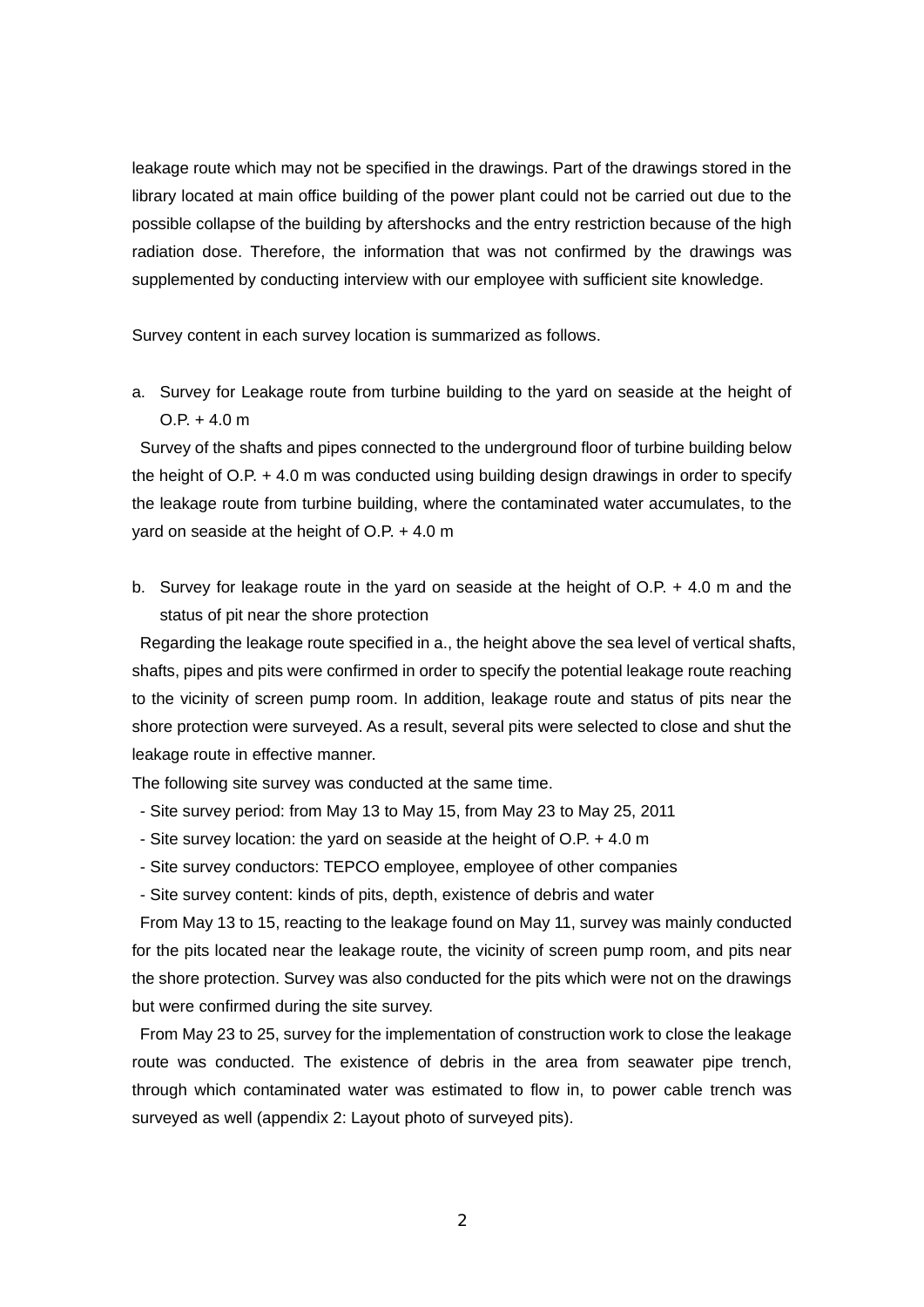leakage route which may not be specified in the drawings. Part of the drawings stored in the library located at main office building of the power plant could not be carried out due to the possible collapse of the building by aftershocks and the entry restriction because of the high radiation dose. Therefore, the information that was not confirmed by the drawings was supplemented by conducting interview with our employee with sufficient site knowledge.

Survey content in each survey location is summarized as follows.

a. Survey for Leakage route from turbine building to the yard on seaside at the height of O.P. + 4.0 m

Survey of the shafts and pipes connected to the underground floor of turbine building below the height of O.P. + 4.0 m was conducted using building design drawings in order to specify the leakage route from turbine building, where the contaminated water accumulates, to the yard on seaside at the height of O.P. + 4.0 m

b. Survey for leakage route in the yard on seaside at the height of O.P. + 4.0 m and the status of pit near the shore protection

Regarding the leakage route specified in a., the height above the sea level of vertical shafts, shafts, pipes and pits were confirmed in order to specify the potential leakage route reaching to the vicinity of screen pump room. In addition, leakage route and status of pits near the shore protection were surveyed. As a result, several pits were selected to close and shut the leakage route in effective manner.

The following site survey was conducted at the same time.

- Site survey period: from May 13 to May 15, from May 23 to May 25, 2011
- Site survey location: the yard on seaside at the height of O.P. + 4.0 m
- Site survey conductors: TEPCO employee, employee of other companies
- Site survey content: kinds of pits, depth, existence of debris and water

From May 13 to 15, reacting to the leakage found on May 11, survey was mainly conducted for the pits located near the leakage route, the vicinity of screen pump room, and pits near the shore protection. Survey was also conducted for the pits which were not on the drawings but were confirmed during the site survey.

From May 23 to 25, survey for the implementation of construction work to close the leakage route was conducted. The existence of debris in the area from seawater pipe trench, through which contaminated water was estimated to flow in, to power cable trench was surveyed as well (appendix 2: Layout photo of surveyed pits).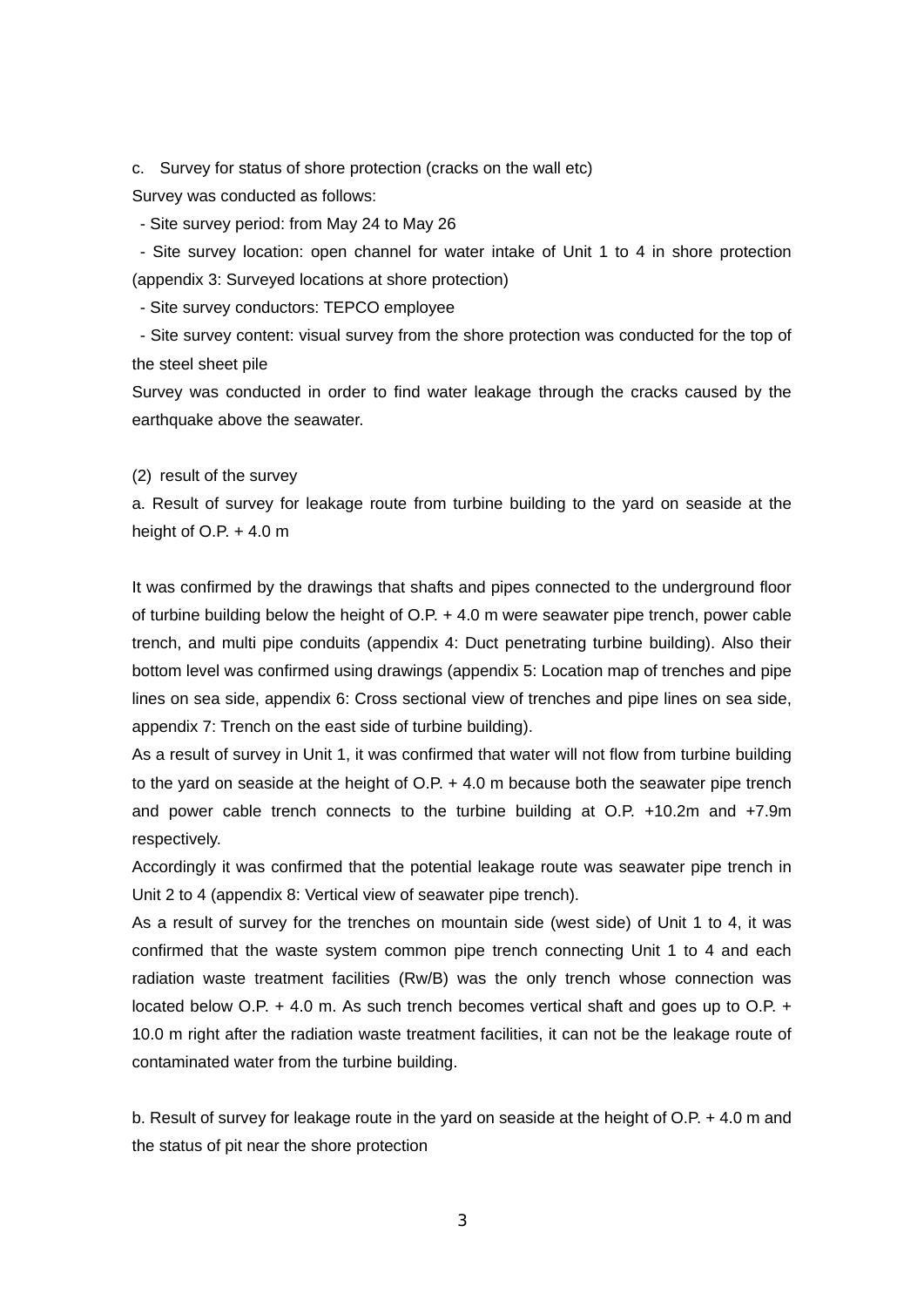c. Survey for status of shore protection (cracks on the wall etc)

Survey was conducted as follows:

- Site survey period: from May 24 to May 26
- Site survey location: open channel for water intake of Unit 1 to 4 in shore protection (appendix 3: Surveyed locations at shore protection)
- Site survey conductors: TEPCO employee
- Site survey content: visual survey from the shore protection was conducted for the top of the steel sheet pile

Survey was conducted in order to find water leakage through the cracks caused by the earthquake above the seawater.

(2) result of the survey

a. Result of survey for leakage route from turbine building to the yard on seaside at the height of O.P. + 4.0 m

It was confirmed by the drawings that shafts and pipes connected to the underground floor of turbine building below the height of O.P. + 4.0 m were seawater pipe trench, power cable trench, and multi pipe conduits (appendix 4: Duct penetrating turbine building). Also their bottom level was confirmed using drawings (appendix 5: Location map of trenches and pipe lines on sea side, appendix 6: Cross sectional view of trenches and pipe lines on sea side, appendix 7: Trench on the east side of turbine building).

As a result of survey in Unit 1, it was confirmed that water will not flow from turbine building to the yard on seaside at the height of O.P. + 4.0 m because both the seawater pipe trench and power cable trench connects to the turbine building at O.P. +10.2m and +7.9m respectively.

Accordingly it was confirmed that the potential leakage route was seawater pipe trench in Unit 2 to 4 (appendix 8: Vertical view of seawater pipe trench).

As a result of survey for the trenches on mountain side (west side) of Unit 1 to 4, it was confirmed that the waste system common pipe trench connecting Unit 1 to 4 and each radiation waste treatment facilities (Rw/B) was the only trench whose connection was located below O.P. + 4.0 m. As such trench becomes vertical shaft and goes up to O.P. + 10.0 m right after the radiation waste treatment facilities, it can not be the leakage route of contaminated water from the turbine building.

b. Result of survey for leakage route in the yard on seaside at the height of O.P. + 4.0 m and the status of pit near the shore protection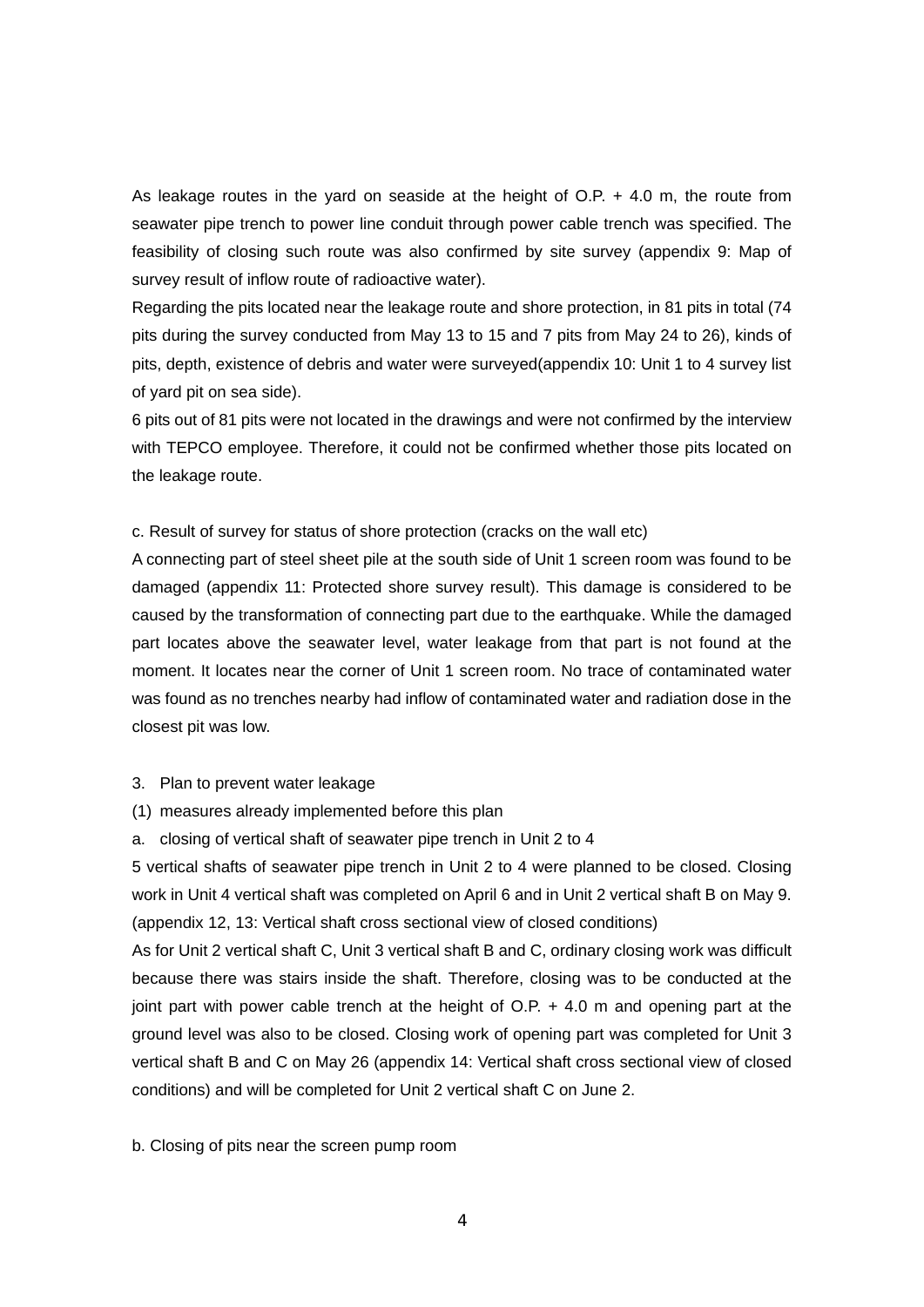As leakage routes in the yard on seaside at the height of O.P. + 4.0 m, the route from seawater pipe trench to power line conduit through power cable trench was specified. The feasibility of closing such route was also confirmed by site survey (appendix 9: Map of survey result of inflow route of radioactive water).

Regarding the pits located near the leakage route and shore protection, in 81 pits in total (74 pits during the survey conducted from May 13 to 15 and 7 pits from May 24 to 26), kinds of pits, depth, existence of debris and water were surveyed(appendix 10: Unit 1 to 4 survey list of yard pit on sea side).

6 pits out of 81 pits were not located in the drawings and were not confirmed by the interview with TEPCO employee. Therefore, it could not be confirmed whether those pits located on the leakage route.

c. Result of survey for status of shore protection (cracks on the wall etc)

A connecting part of steel sheet pile at the south side of Unit 1 screen room was found to be damaged (appendix 11: Protected shore survey result). This damage is considered to be caused by the transformation of connecting part due to the earthquake. While the damaged part locates above the seawater level, water leakage from that part is not found at the moment. It locates near the corner of Unit 1 screen room. No trace of contaminated water was found as no trenches nearby had inflow of contaminated water and radiation dose in the closest pit was low.

3. Plan to prevent water leakage

(1) measures already implemented before this plan

a. closing of vertical shaft of seawater pipe trench in Unit 2 to 4

5 vertical shafts of seawater pipe trench in Unit 2 to 4 were planned to be closed. Closing work in Unit 4 vertical shaft was completed on April 6 and in Unit 2 vertical shaft B on May 9. (appendix 12, 13: Vertical shaft cross sectional view of closed conditions)

As for Unit 2 vertical shaft C, Unit 3 vertical shaft B and C, ordinary closing work was difficult because there was stairs inside the shaft. Therefore, closing was to be conducted at the joint part with power cable trench at the height of O.P. + 4.0 m and opening part at the ground level was also to be closed. Closing work of opening part was completed for Unit 3 vertical shaft B and C on May 26 (appendix 14: Vertical shaft cross sectional view of closed conditions) and will be completed for Unit 2 vertical shaft C on June 2.

b. Closing of pits near the screen pump room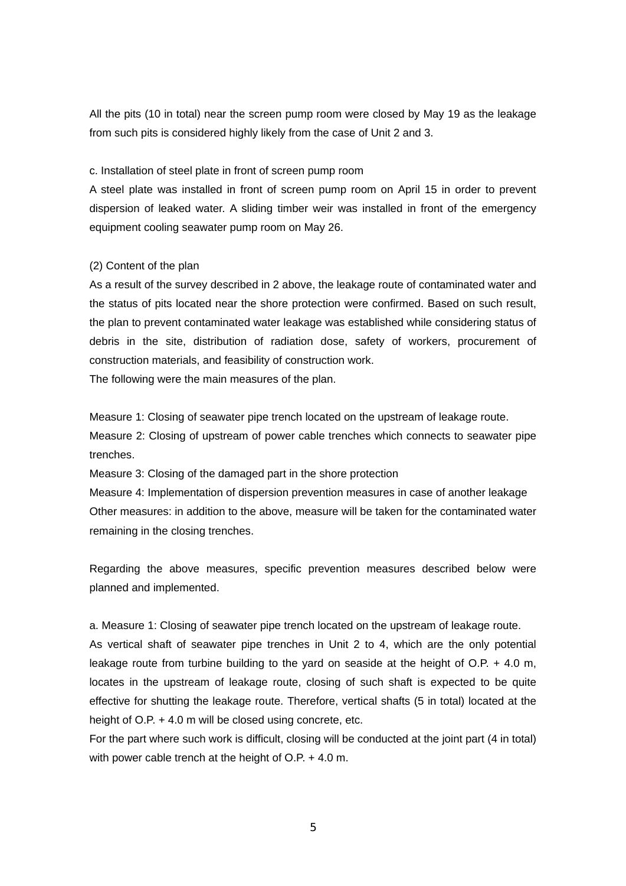All the pits (10 in total) near the screen pump room were closed by May 19 as the leakage from such pits is considered highly likely from the case of Unit 2 and 3.

c. Installation of steel plate in front of screen pump room

A steel plate was installed in front of screen pump room on April 15 in order to prevent dispersion of leaked water. A sliding timber weir was installed in front of the emergency equipment cooling seawater pump room on May 26.

(2) Content of the plan

As a result of the survey described in 2 above, the leakage route of contaminated water and the status of pits located near the shore protection were confirmed. Based on such result, the plan to prevent contaminated water leakage was established while considering status of debris in the site, distribution of radiation dose, safety of workers, procurement of construction materials, and feasibility of construction work.

The following were the main measures of the plan.

Measure 1: Closing of seawater pipe trench located on the upstream of leakage route.

Measure 2: Closing of upstream of power cable trenches which connects to seawater pipe trenches.

Measure 3: Closing of the damaged part in the shore protection

Measure 4: Implementation of dispersion prevention measures in case of another leakage

Other measures: in addition to the above, measure will be taken for the contaminated water remaining in the closing trenches.

Regarding the above measures, specific prevention measures described below were planned and implemented.

a. Measure 1: Closing of seawater pipe trench located on the upstream of leakage route.

As vertical shaft of seawater pipe trenches in Unit 2 to 4, which are the only potential leakage route from turbine building to the yard on seaside at the height of O.P. + 4.0 m, locates in the upstream of leakage route, closing of such shaft is expected to be quite effective for shutting the leakage route. Therefore, vertical shafts (5 in total) located at the height of O.P. + 4.0 m will be closed using concrete, etc.

For the part where such work is difficult, closing will be conducted at the joint part (4 in total) with power cable trench at the height of O.P. + 4.0 m.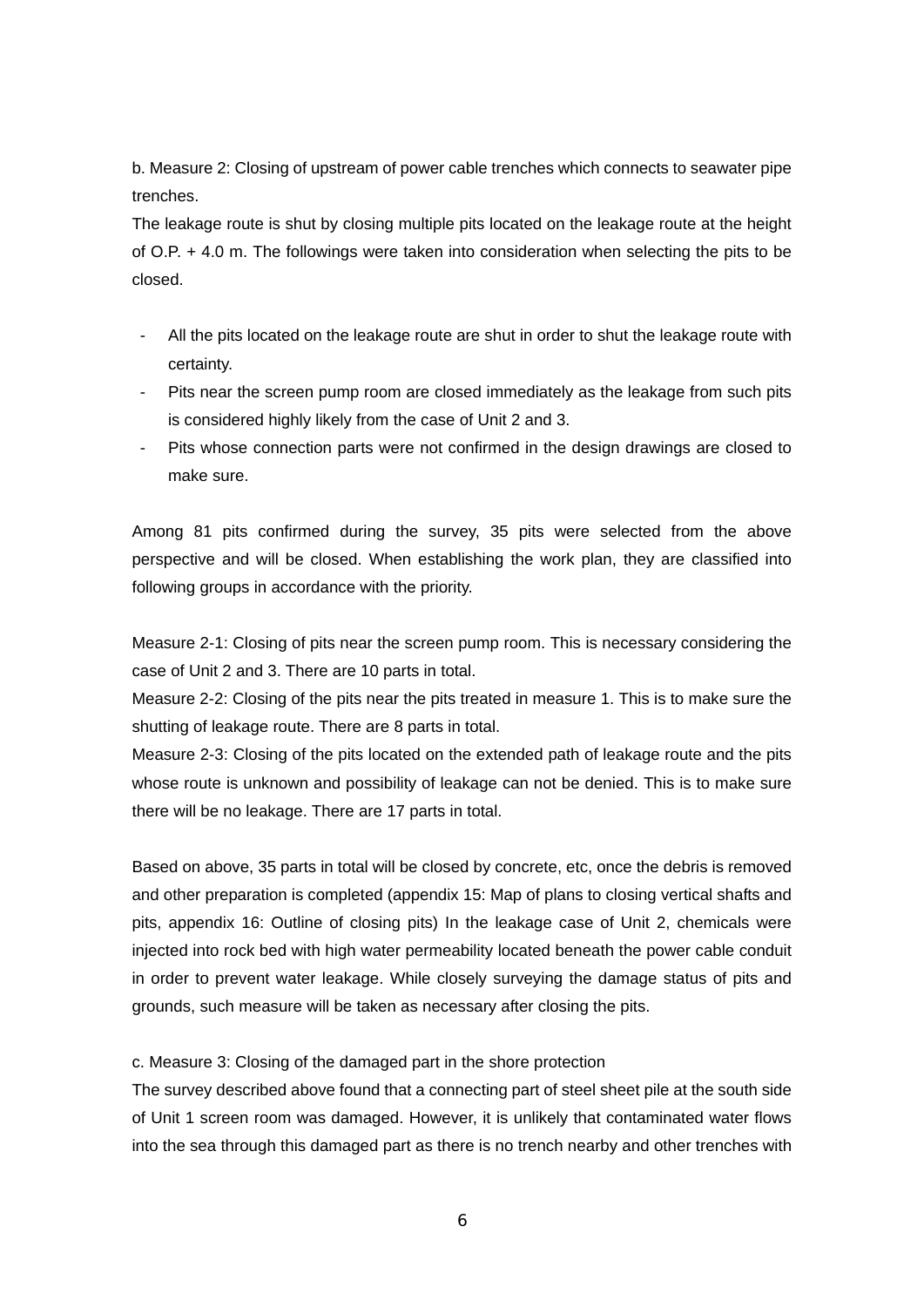b. Measure 2: Closing of upstream of power cable trenches which connects to seawater pipe trenches.

The leakage route is shut by closing multiple pits located on the leakage route at the height of O.P. + 4.0 m. The followings were taken into consideration when selecting the pits to be closed.

- All the pits located on the leakage route are shut in order to shut the leakage route with certainty.
- Pits near the screen pump room are closed immediately as the leakage from such pits is considered highly likely from the case of Unit 2 and 3.
- Pits whose connection parts were not confirmed in the design drawings are closed to make sure.

Among 81 pits confirmed during the survey, 35 pits were selected from the above perspective and will be closed. When establishing the work plan, they are classified into following groups in accordance with the priority.

Measure 2-1: Closing of pits near the screen pump room. This is necessary considering the case of Unit 2 and 3. There are 10 parts in total.

Measure 2-2: Closing of the pits near the pits treated in measure 1. This is to make sure the shutting of leakage route. There are 8 parts in total.

Measure 2-3: Closing of the pits located on the extended path of leakage route and the pits whose route is unknown and possibility of leakage can not be denied. This is to make sure there will be no leakage. There are 17 parts in total.

Based on above, 35 parts in total will be closed by concrete, etc, once the debris is removed and other preparation is completed (appendix 15: Map of plans to closing vertical shafts and pits, appendix 16: Outline of closing pits) In the leakage case of Unit 2, chemicals were injected into rock bed with high water permeability located beneath the power cable conduit in order to prevent water leakage. While closely surveying the damage status of pits and grounds, such measure will be taken as necessary after closing the pits.

c. Measure 3: Closing of the damaged part in the shore protection

The survey described above found that a connecting part of steel sheet pile at the south side of Unit 1 screen room was damaged. However, it is unlikely that contaminated water flows into the sea through this damaged part as there is no trench nearby and other trenches with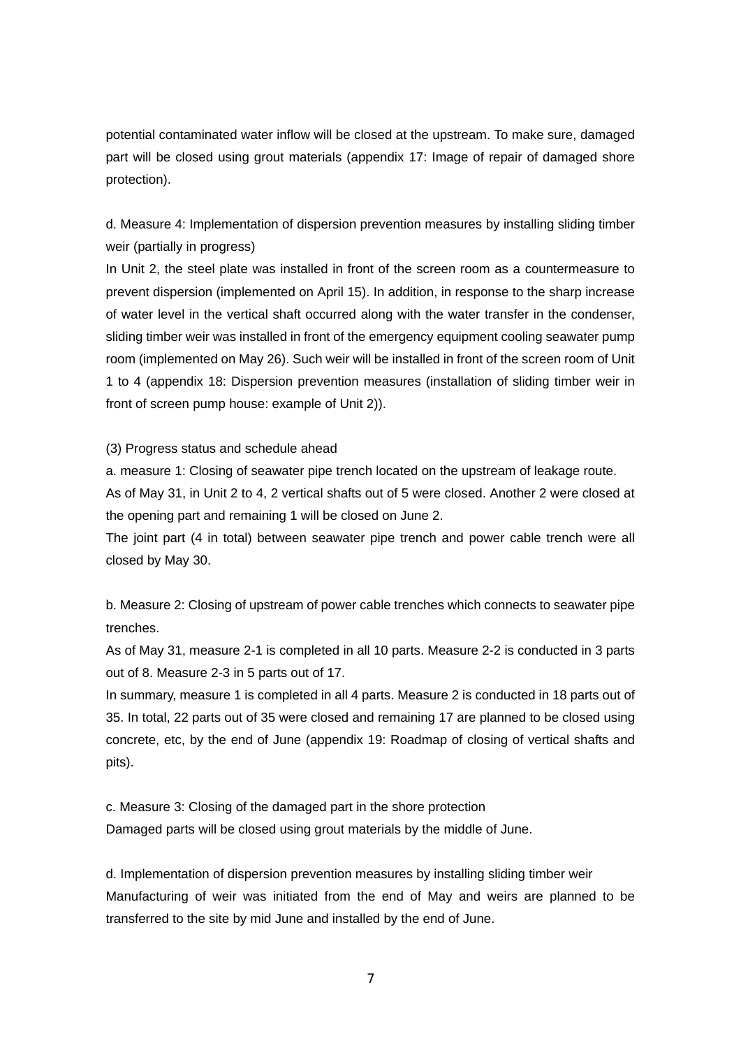potential contaminated water inflow will be closed at the upstream. To make sure, damaged part will be closed using grout materials (appendix 17: Image of repair of damaged shore protection).

d. Measure 4: Implementation of dispersion prevention measures by installing sliding timber weir (partially in progress)

In Unit 2, the steel plate was installed in front of the screen room as a countermeasure to prevent dispersion (implemented on April 15). In addition, in response to the sharp increase of water level in the vertical shaft occurred along with the water transfer in the condenser, sliding timber weir was installed in front of the emergency equipment cooling seawater pump room (implemented on May 26). Such weir will be installed in front of the screen room of Unit 1 to 4 (appendix 18: Dispersion prevention measures (installation of sliding timber weir in front of screen pump house: example of Unit 2)).

(3) Progress status and schedule ahead

a. measure 1: Closing of seawater pipe trench located on the upstream of leakage route.

As of May 31, in Unit 2 to 4, 2 vertical shafts out of 5 were closed. Another 2 were closed at the opening part and remaining 1 will be closed on June 2.

The joint part (4 in total) between seawater pipe trench and power cable trench were all closed by May 30.

b. Measure 2: Closing of upstream of power cable trenches which connects to seawater pipe trenches.

As of May 31, measure 2-1 is completed in all 10 parts. Measure 2-2 is conducted in 3 parts out of 8. Measure 2-3 in 5 parts out of 17.

In summary, measure 1 is completed in all 4 parts. Measure 2 is conducted in 18 parts out of 35. In total, 22 parts out of 35 were closed and remaining 17 are planned to be closed using concrete, etc, by the end of June (appendix 19: Roadmap of closing of vertical shafts and pits).

c. Measure 3: Closing of the damaged part in the shore protection

Damaged parts will be closed using grout materials by the middle of June.

d. Implementation of dispersion prevention measures by installing sliding timber weir

Manufacturing of weir was initiated from the end of May and weirs are planned to be transferred to the site by mid June and installed by the end of June.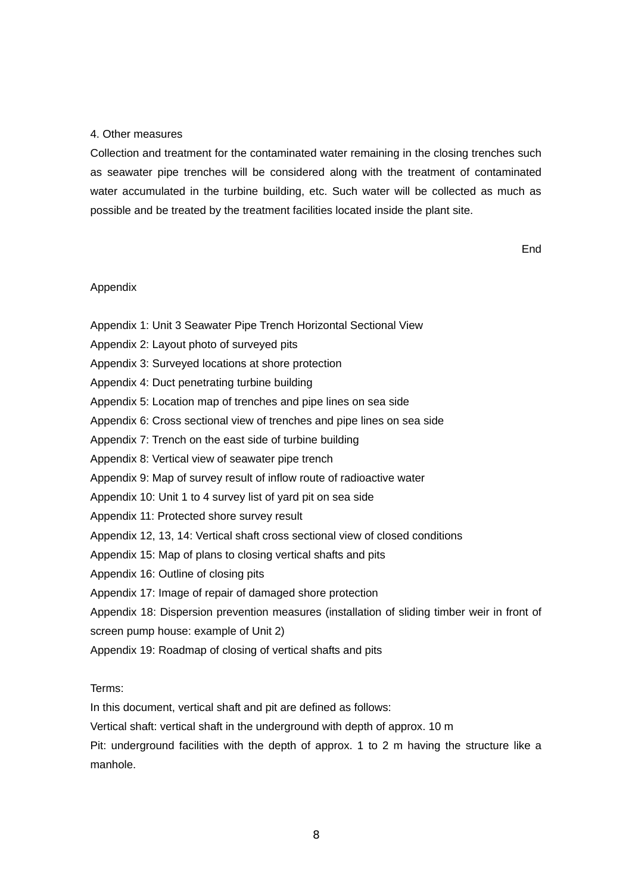## 4. Other measures

Collection and treatment for the contaminated water remaining in the closing trenches such as seawater pipe trenches will be considered along with the treatment of contaminated water accumulated in the turbine building, etc. Such water will be collected as much as possible and be treated by the treatment facilities located inside the plant site.

End

## Appendix

Appendix 1: Unit 3 Seawater Pipe Trench Horizontal Sectional View
Appendix 2: Layout photo of surveyed pits
Appendix 3: Surveyed locations at shore protection
Appendix 4: Duct penetrating turbine building
Appendix 5: Location map of trenches and pipe lines on sea side
Appendix 6: Cross sectional view of trenches and pipe lines on sea side
Appendix 7: Trench on the east side of turbine building
Appendix 8: Vertical view of seawater pipe trench
Appendix 9: Map of survey result of inflow route of radioactive water
Appendix 10: Unit 1 to 4 survey list of yard pit on sea side
Appendix 11: Protected shore survey result
Appendix 12, 13, 14: Vertical shaft cross sectional view of closed conditions
Appendix 15: Map of plans to closing vertical shafts and pits
Appendix 16: Outline of closing pits
Appendix 17: Image of repair of damaged shore protection
Appendix 18: Dispersion prevention measures (installation of sliding timber weir in front of screen pump house: example of Unit 2)
Appendix 19: Roadmap of closing of vertical shafts and pits

Terms:
In this document, vertical shaft and pit are defined as follows:
Vertical shaft: vertical shaft in the underground with depth of approx. 10 m
Pit: underground facilities with the depth of approx. 1 to 2 m having the structure like a manhole.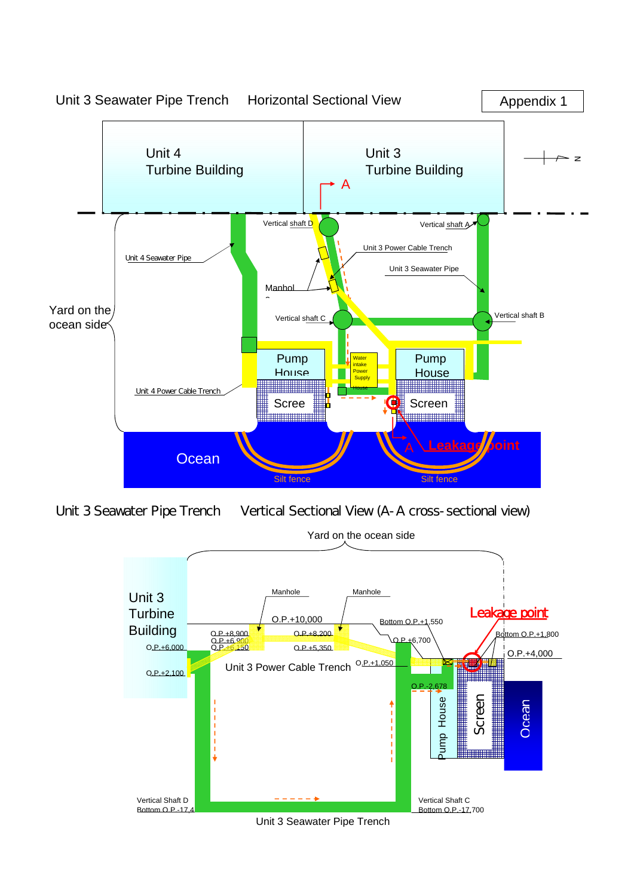Appendix 1

## Unit 3 Seawater Pipe Trench Horizontal Sectional View

Unit 4 Turbine Building

Unit 3 Turbine Building

A

N

Vertical shaft D

Vertical shaft A

Unit 3 Power Cable Trench

Unit 4 Seawater Pipe

Unit 3 Seawater Pipe

Manhole

Yard on the ocean side

Vertical shaft C

Vertical shaft B

Pump House

Water intake Power Supply House

Pump House

Unit 4 Power Cable Trench

Screen

Screen

Ocean

A

Leakage point

Silt fence

Silt fence

## Unit 3 Seawater Pipe Trench Vertical Sectional View (A-A cross-sectional view)

Yard on the ocean side

Unit 3 Turbine Building

Manhole

Manhole

O.P.+10,000

Bottom O.P.+1,550

Leakage point

O.P.+8,900

O.P.+6,900

O.P.+6,150

O.P.+8,200

O.P.+5,350

O.P.+6,700

Bottom O.P.+1,800

O.P.+6,000

O.P.+4,000

O.P.+2,100

Unit 3 Power Cable Trench

O.P.+1,050

O.P.-2,678

Pump House

Screen

Ocean

Vertical Shaft D Bottom O.P.-17,4

Vertical Shaft C Bottom O.P.-17,700

Unit 3 Seawater Pipe Trench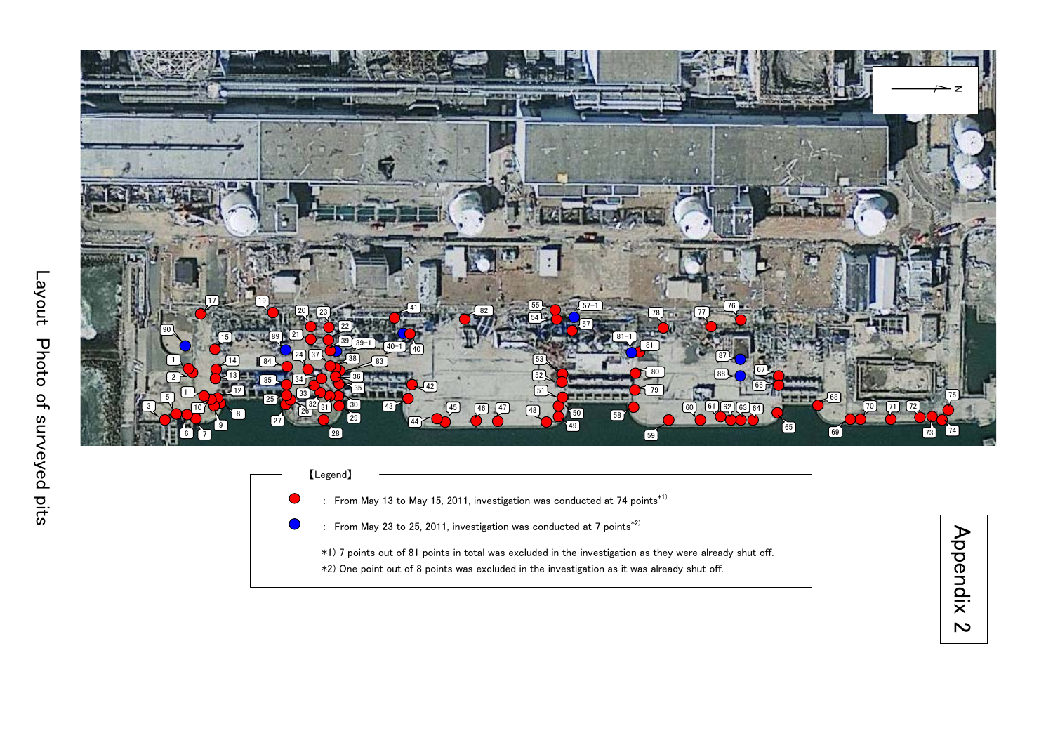# Layout Photo of surveyed pits

【Legend】

- ● (red) : From May 13 to May 15, 2011, investigation was conducted at 74 points*1)
- ● (blue) : From May 23 to 25, 2011, investigation was conducted at 7 points*2)

*1) 7 points out of 81 points in total was excluded in the investigation as they were already shut off.

*2) One point out of 8 points was excluded in the investigation as it was already shut off.

Appendix 2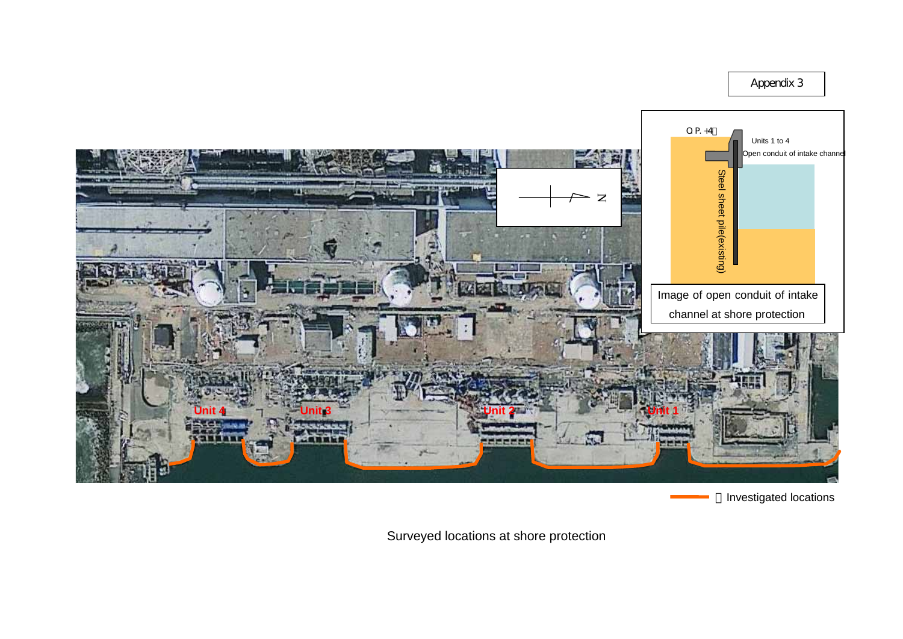Appendix 3

O.P. +4m

Units 1 to 4

Open conduit of intake channel

Steel sheet pile(existing)

Image of open conduit of intake channel at shore protection

N

Unit 4

Unit 3

Unit 2

Unit 1

：Investigated locations

Surveyed locations at shore protection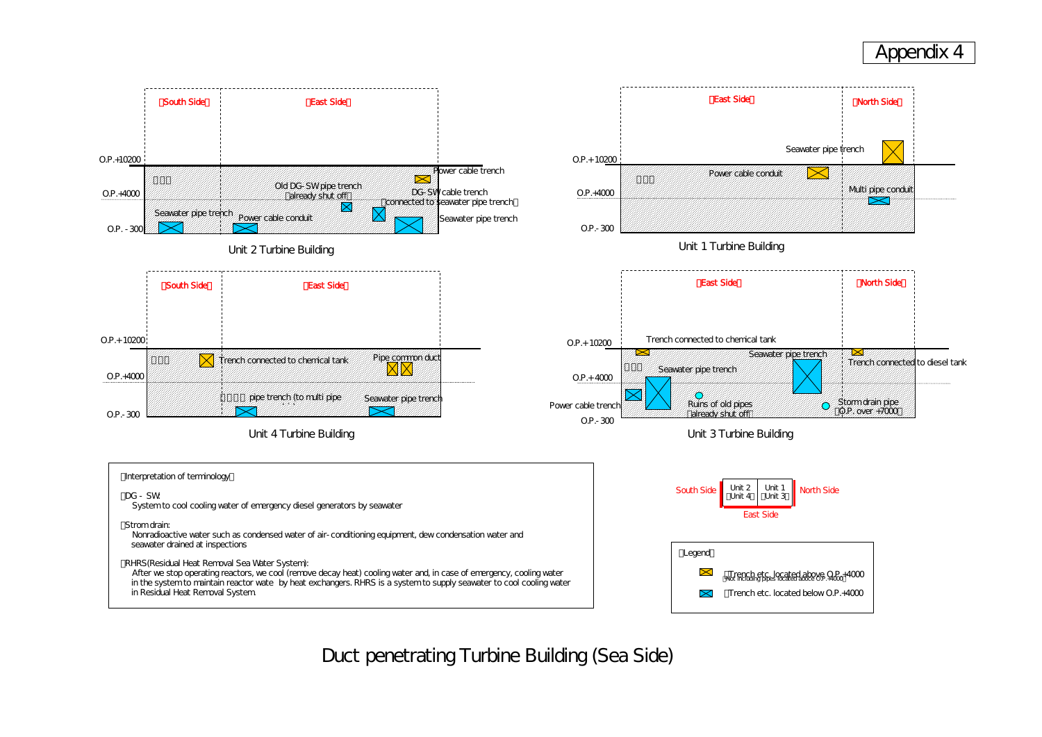# Appendix 4

## Unit 2 Turbine Building

【South Side】 【East Side】

- O.P.+10200
- O.P.+4000
- O.P. -300

Labels: Power cable trench; Old DG-SW pipe trench (already shut off); DG-SW cable trench (connected to seawater pipe trench); Seawater pipe trench; Power cable conduit; Seawater pipe trench

## Unit 1 Turbine Building

【East Side】 【North Side】

- O.P.+10200
- O.P.+4000
- O.P.-300

Labels: Seawater pipe trench; Power cable conduit; Multi pipe conduit

## Unit 4 Turbine Building

【South Side】 【East Side】

- O.P.+10200
- O.P.+4000
- O.P.-300

Labels: Trench connected to chemical tank; Pipe common duct; pipe trench (to multi pipe ...); Seawater pipe trench

## Unit 3 Turbine Building

【East Side】 【North Side】

- O.P.+10200
- O.P.+4000
- O.P.-300

Labels: Trench connected to chemical tank; Seawater pipe trench; Trench connected to diesel tank; Seawater pipe trench; Power cable trench; Ruins of old pipes (already shut off); Storm drain pipe (O.P. over +7000)

South Side | Unit 2 (Unit 4) | Unit 1 (Unit 3) | North Side

East Side

【Interpretation of terminology】

・DG - SW:
System to cool cooling water of emergency diesel generators by seawater

・Strom drain:
Nonradioactive water such as condensed water of air-conditioning equipment, dew condensation water and seawater drained at inspections

・RHRS(Residual Heat Removal Sea Water System):
After we stop operating reactors, we cool (remove decay heat) cooling water and, in case of emergency, cooling water in the system to maintain reactor wate by heat exchangers. RHRS is a system to supply seawater to cool cooling water in Residual Heat Removal System.

【Legend】

- :Trench etc. located above O.P.+4000 (Not including pipes located above O.P.+4000)
- :Trench etc. located below O.P.+4000

Duct penetrating Turbine Building (Sea Side)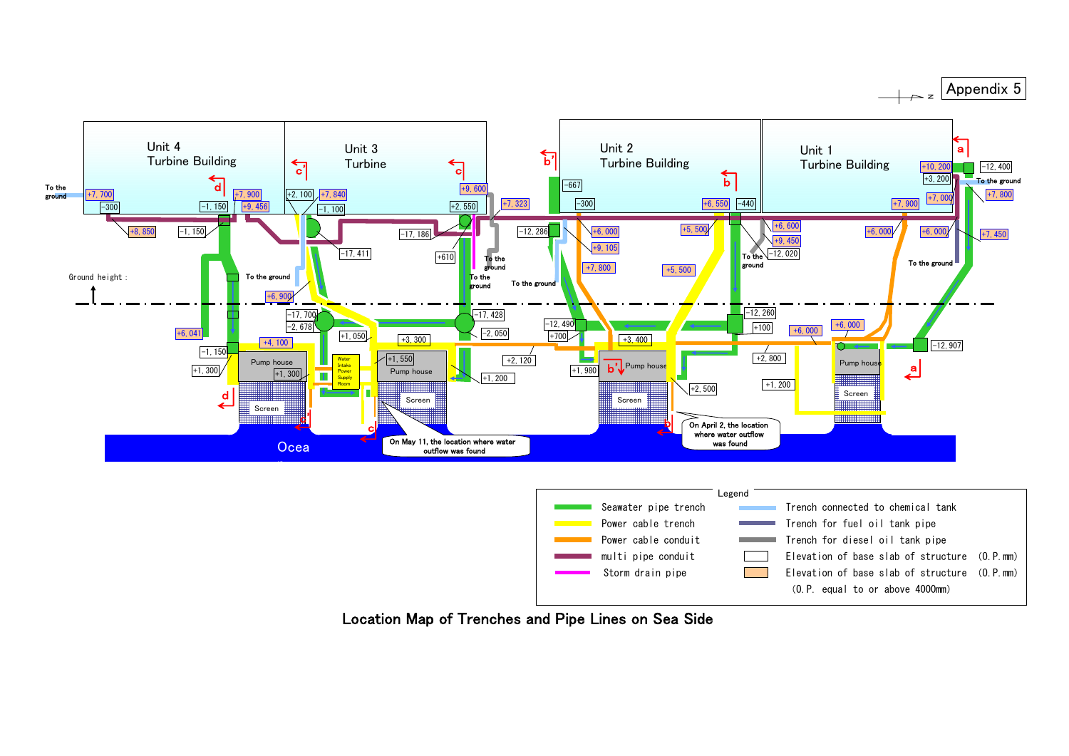Appendix 5

Location Map of Trenches and Pipe Lines on Sea Side

Unit 4 Turbine Building

Unit 3 Turbine

Unit 2 Turbine Building

Unit 1 Turbine Building

On May 11, the location where water outflow was found

On April 2, the location where water outflow was found

Legend

| | |
|---|---|
| Seawater pipe trench | Trench connected to chemical tank |
| Power cable trench | Trench for fuel oil tank pipe |
| Power cable conduit | Trench for diesel oil tank pipe |
| multi pipe conduit | Elevation of base slab of structure (O.P. mm) |
| Storm drain pipe | Elevation of base slab of structure (O.P. mm) (O.P. equal to or above 4000mm) |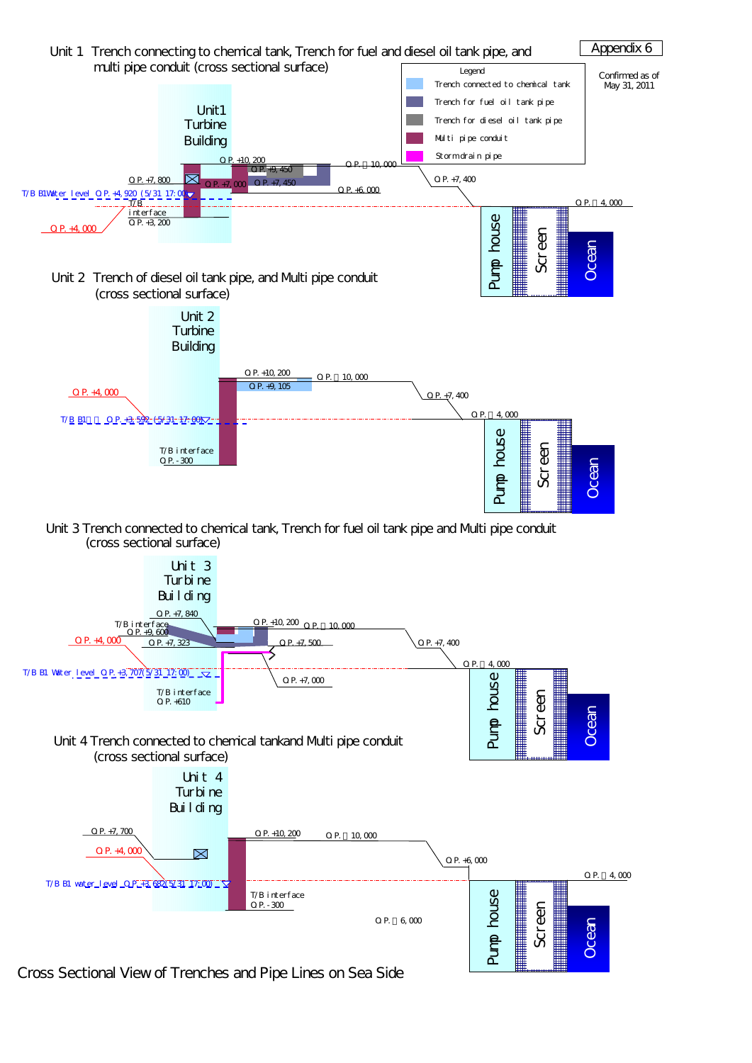Appendix 6

Confirmed as of May 31, 2011

## Unit 1 Trench connecting to chemical tank, Trench for fuel and diesel oil tank pipe, and multi pipe conduit (cross sectional surface)

Legend
- Trench connected to chemical tank
- Trench for fuel oil tank pipe
- Trench for diesel oil tank pipe
- Multi pipe conduit
- Stormdrain pipe

Unit1 Turbine Building

O.P. +10,200; O.P. +9,450; O.P. 10,000; O.P. +7,800; O.P. +7,000; O.P. +7,450; O.P. +6,000; O.P. +7,400; O.P. 4,000; T/B B1Water level O.P. +4,920 (5/31 17:00); T/B interface O.P. +3,200; O.P. +4,000

Pump house | Screen | Ocean

## Unit 2 Trench of diesel oil tank pipe, and Multi pipe conduit (cross sectional surface)

Unit 2 Turbine Building

O.P. +10,200; O.P. 10,000; O.P. +9,105; O.P. +4,000; O.P. +7,400; O.P. 4,000; T/B B1 O.P. +3,592 (5/31 17:00); T/B interface O.P. -300

Pump house | Screen | Ocean

## Unit 3 Trench connected to chemical tank, Trench for fuel oil tank pipe and Multi pipe conduit (cross sectional surface)

Unit 3 Turbine Building

O.P. +7,840; T/B interface O.P. +9,600; O.P. +10,200; O.P. 10,000; O.P. +4,000; O.P. +7,323; O.P. +7,500; O.P. +7,400; O.P. 4,000; T/B B1 Water level O.P. +3,707(5/31 17:00); O.P. +7,000; T/B interface O.P. +610

Pump house | Screen | Ocean

## Unit 4 Trench connected to chemical tankand Multi pipe conduit (cross sectional surface)

Unit 4 Turbine Building

O.P. +7,700; O.P. +4,000; O.P. +10,200; O.P. 10,000; O.P. +6,000; O.P. 4,000; T/B B1 water level O.P. +3,682(5/31 17:00); T/B interface O.P. -300; O.P. 6,000

Pump house | Screen | Ocean

# Cross Sectional View of Trenches and Pipe Lines on Sea Side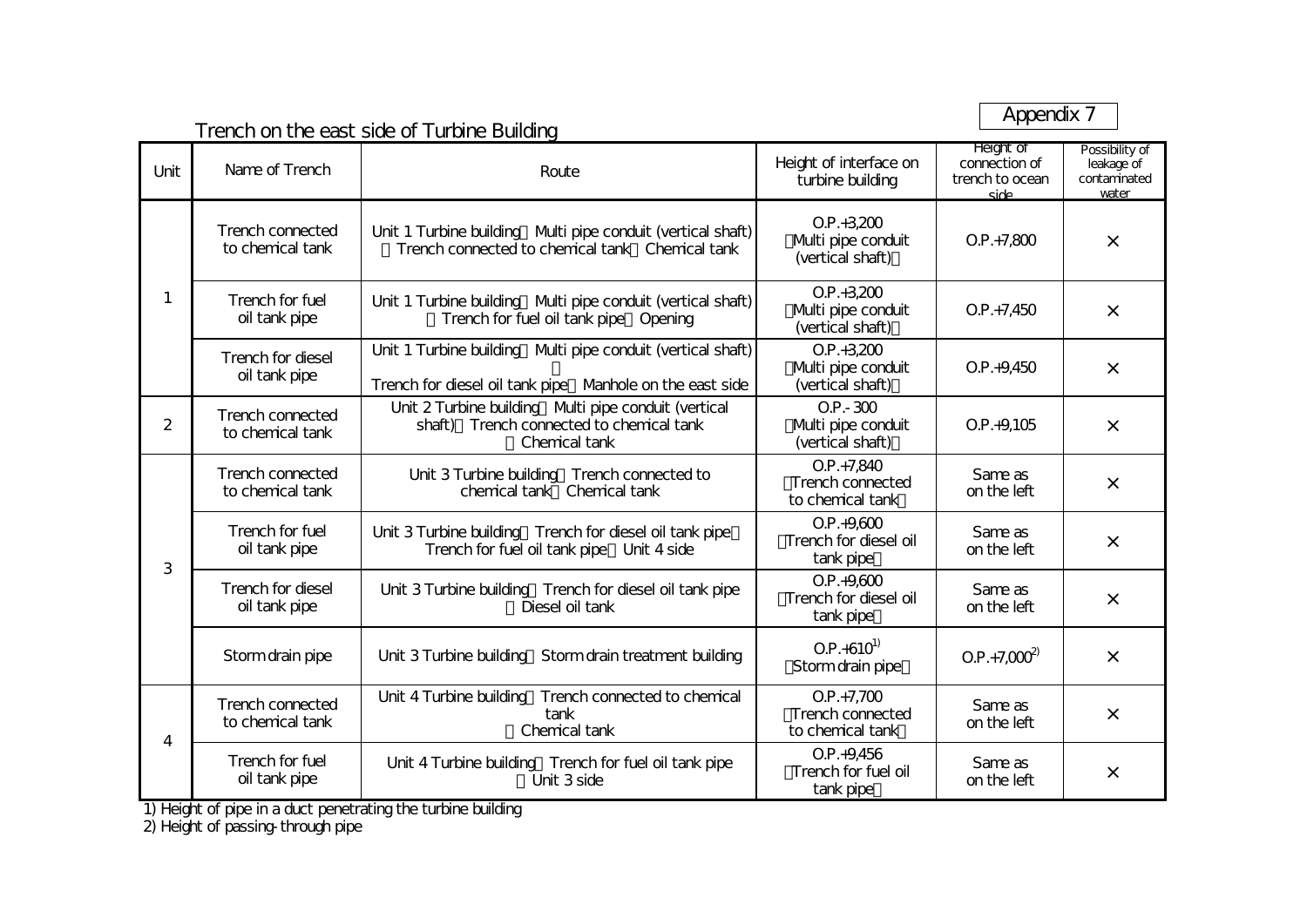Appendix 7

## Trench on the east side of Turbine Building

| Unit | Name of Trench | Route | Height of interface on turbine building | Height of connection of trench to ocean side | Possibility of leakage of contaminated water |
|---|---|---|---|---|---|
| 1 | Trench connected to chemical tank | Unit 1 Turbine building Multi pipe conduit (vertical shaft) Trench connected to chemical tank Chemical tank | O.P.+3,200 Multi pipe conduit (vertical shaft) | O.P.+7,800 | × |
| | Trench for fuel oil tank pipe | Unit 1 Turbine building Multi pipe conduit (vertical shaft) Trench for fuel oil tank pipe Opening | O.P.+3,200 Multi pipe conduit (vertical shaft) | O.P.+7,450 | × |
| | Trench for diesel oil tank pipe | Unit 1 Turbine building Multi pipe conduit (vertical shaft) Trench for diesel oil tank pipe Manhole on the east side | O.P.+3,200 Multi pipe conduit (vertical shaft) | O.P.+9,450 | × |
| 2 | Trench connected to chemical tank | Unit 2 Turbine building Multi pipe conduit (vertical shaft) Trench connected to chemical tank Chemical tank | O.P.- 300 Multi pipe conduit (vertical shaft) | O.P.+9,105 | × |
| 3 | Trench connected to chemical tank | Unit 3 Turbine building Trench connected to chemical tank Chemical tank | O.P.+7,840 Trench connected to chemical tank | Same as on the left | × |
| | Trench for fuel oil tank pipe | Unit 3 Turbine building Trench for diesel oil tank pipe Trench for fuel oil tank pipe Unit 4 side | O.P.+9,600 Trench for diesel oil tank pipe | Same as on the left | × |
| | Trench for diesel oil tank pipe | Unit 3 Turbine building Trench for diesel oil tank pipe Diesel oil tank | O.P.+9,600 Trench for diesel oil tank pipe | Same as on the left | × |
| | Storm drain pipe | Unit 3 Turbine building Storm drain treatment building | O.P.+610[1] Storm drain pipe | O.P.+7,000[2] | × |
| 4 | Trench connected to chemical tank | Unit 4 Turbine building Trench connected to chemical tank Chemical tank | O.P.+7,700 Trench connected to chemical tank | Same as on the left | × |
| | Trench for fuel oil tank pipe | Unit 4 Turbine building Trench for fuel oil tank pipe Unit 3 side | O.P.+9,456 Trench for fuel oil tank pipe | Same as on the left | × |

1) Height of pipe in a duct penetrating the turbine building
2) Height of passing-through pipe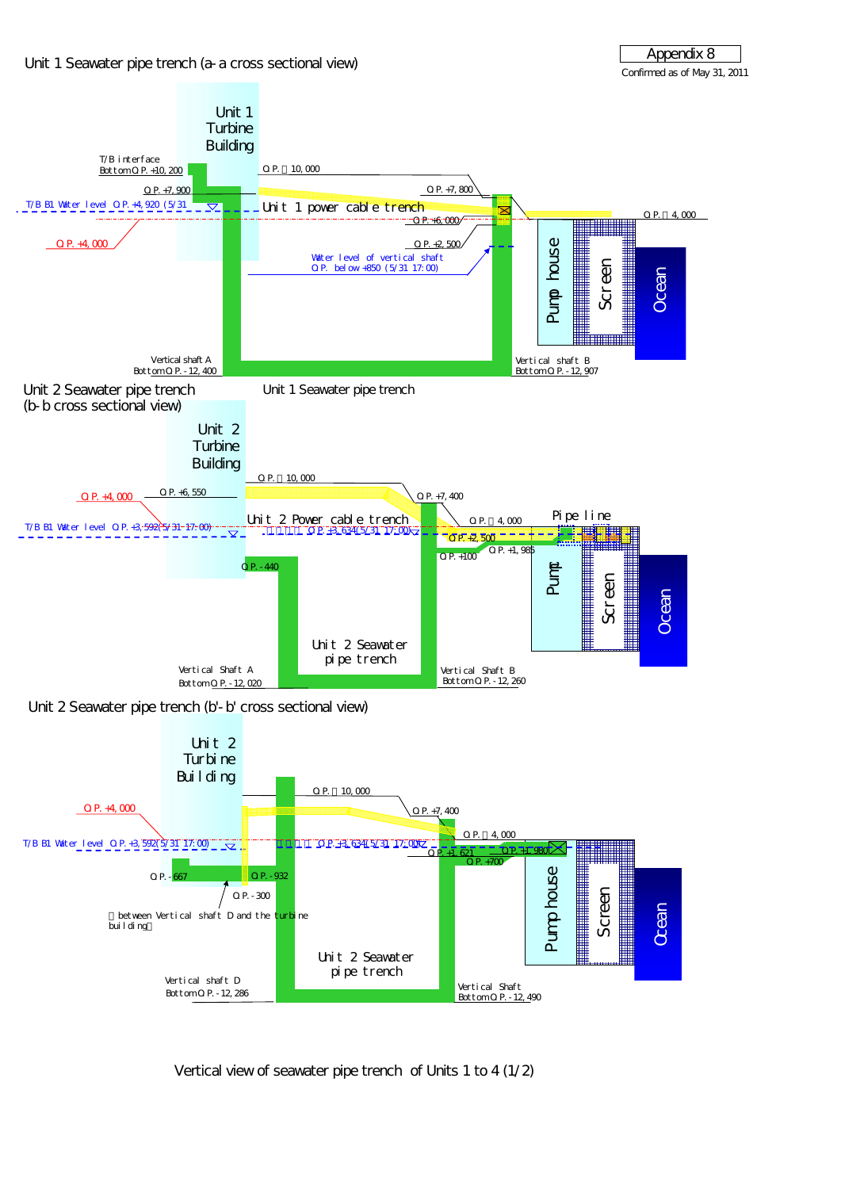Appendix 8

Confirmed as of May 31, 2011

## Unit 1 Seawater pipe trench (a-a cross sectional view)

Unit 1 Turbine Building

T/B interface Bottom O.P. +10,200

O.P. 10,000

O.P. +7,900

O.P. +7,800

T/B B1 Water level O.P. +4,920 (5/31)

Unit 1 power cable trench

O.P. +6,000

O.P. 4,000

O.P. +4,000

O.P. +2,500

Water level of vertical shaft O.P. below +850 (5/31 17:00)

Pump house

Screen

Ocean

Vertical shaft A Bottom O.P. -12,400

Vertical shaft B Bottom O.P. -12,907

Unit 1 Seawater pipe trench

## Unit 2 Seawater pipe trench (b-b cross sectional view)

Unit 2 Turbine Building

O.P. 10,000

O.P. +4,000

O.P. +6,550

O.P. +7,400

Pipe line

Unit 2 Power cable trench

O.P. 4,000

T/B B1 Water level O.P. +3,592(5/31 17:00)

O.P. +3,634(5/31 17:00)

O.P. +2,500

O.P. +1,985

O.P. +100

O.P. -440

Pump

Screen

Ocean

Unit 2 Seawater pipe trench

Vertical Shaft A Bottom O.P. -12,020

Vertical Shaft B Bottom O.P. -12,260

## Unit 2 Seawater pipe trench (b'-b' cross sectional view)

Unit 2 Turbine Building

O.P. 10,000

O.P. +4,000

O.P. +7,400

O.P. 4,000

T/B B1 Water level O.P. +3,592(5/31 17:00)

O.P. +3,634(5/31 17:00)

O.P. +1,621

O.P. +1,980

O.P. +700

O.P. -667

O.P. -932

O.P. -300

(between Vertical shaft D and the turbine building)

Pump house

Screen

Ocean

Unit 2 Seawater pipe trench

Vertical shaft D Bottom O.P. -12,286

Vertical Shaft Bottom O.P. -12,490

Vertical view of seawater pipe trench of Units 1 to 4 (1/2)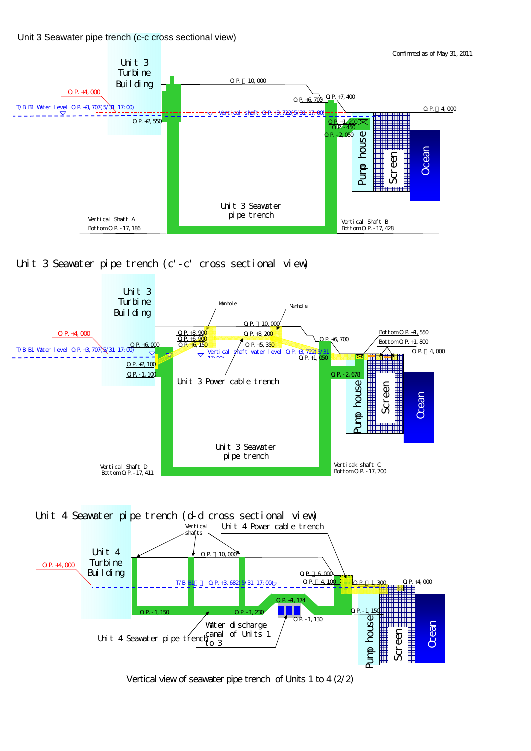Unit 3 Seawater pipe trench (c-c cross sectional view)

Confirmed as of May 31, 2011

Unit 3 Turbine Building

O.P. +4,000

T/B B1 Water level O.P. +3,707(5/31 17:00)

O.P. +2,550

O.P. 10,000

O.P. +6,700

O.P. +7,400

O.P. 4,000

Vertical shaft O.P. +3,722(5/31 17:00)

O.P. +1,200

O.P. -450

O.P. -2,050

Pump house

Screen

Ocean

Unit 3 Seawater pipe trench

Vertical Shaft A
Bottom O.P. -17,186

Vertical Shaft B
Bottom O.P. -17,428

Unit 3 Seawater pipe trench (c'-c' cross sectional view)

Unit 3 Turbine Building

Manhole

Manhole

O.P. 10,000

O.P. +4,000

O.P. +8,900
O.P. +6,900
O.P. +6,150

O.P. +8,200

O.P. +5,350

O.P. +6,700

Bottom O.P. +1,550

Bottom O.P. +1,800

O.P. 4,000

O.P. +6,000

T/B B1 Water level O.P. +3,707(5/31 17:00)

Vertical shaft water level O.P. +3,722(5/31 17:00)

O.P. +1,050

O.P. +2,100

O.P. -1,100

Unit 3 Power cable trench

O.P. -2,678

Pump house

Screen

Ocean

Unit 3 Seawater pipe trench

Vertical Shaft D
Bottom O.P. -17,411

Verticak shaft C
Bottom O.P. -17,700

Unit 4 Seawater pipe trench (d-d cross sectional view)

Vertical shafts

Unit 4 Power cable trench

Unit 4 Turbine Building

O.P. +4,000

O.P. 10,000

O.P. 6,000

T/B B1 O.P. +3,682(5/31 17:00)

O.P. 4,100

O.P. 1,300

O.P. +4,000

O.P. +1,174

O.P. -1,150

O.P. -1,230

O.P. -1,130

O.P. -1,150

Water discharge canal of Units 1 to 3

Unit 4 Seawater pipe trench

Pump house

Screen

Ocean

Vertical view of seawater pipe trench of Units 1 to 4 (2/2)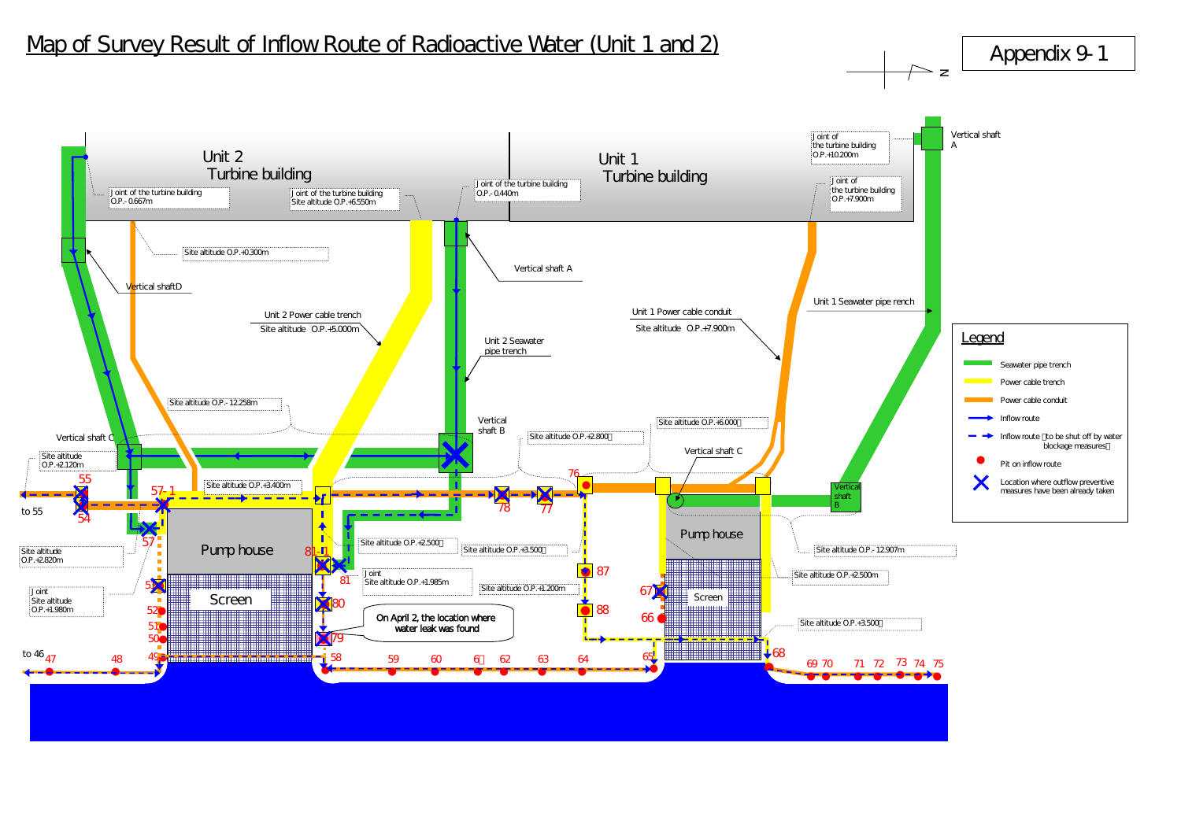# Map of Survey Result of Inflow Route of Radioactive Water (Unit 1 and 2)

Appendix 9-1

N

Unit 2 Turbine building

Unit 1 Turbine building

Joint of the turbine building O.P.-0.667m

Joint of the turbine building Site altitude O.P.+6.550m

Joint of the turbine building O.P.-0.440m

Joint of the turbine building O.P.+10.200m

Joint of the turbine building O.P.+7.900m

Vertical shaft A

Site altitude O.P.+0.300m

Vertical shaft D

Vertical shaft A

Unit 2 Power cable trench Site altitude O.P.+5.000m

Unit 2 Seawater pipe trench

Unit 1 Power cable conduit Site altitude O.P.+7.900m

Unit 1 Seawater pipe rench

Site altitude O.P.-12.258m

Vertical shaft B

Site altitude O.P.+2.800

Site altitude O.P.+6.000

Vertical shaft C

Vertical shaft C

Site altitude O.P.+2.120m

Site altitude O.P.+3.400m

Vertical shaft B

to 55

Site altitude O.P.+2.820m

Site altitude O.P.+2.500

Site altitude O.P.+3.500

Site altitude O.P.-12.907m

Pump house

Pump house

Joint Site altitude O.P.+1.985m

Site altitude O.P.+2.500m

Joint Site altitude O.P.+1.980m

Site altitude O.P.+1.200m

Screen

Screen

On April 2, the location where water leak was found

Site altitude O.P.+3.500

to 46

55, 54, 57-1, 57, 56, 53, 52, 51, 50, 49, 47, 48, 58, 59, 60, 61, 62, 63, 64, 65, 66, 67, 68, 69, 70, 71, 72, 73, 74, 75, 76, 77, 78, 79, 80, 81, 81-1, 87, 88

## Legend

- Seawater pipe trench
- Power cable trench
- Power cable conduit
- Inflow route
- Inflow route (to be shut off by water blockage measures)
- Pit on inflow route
- Location where outflow preventive measures have been already taken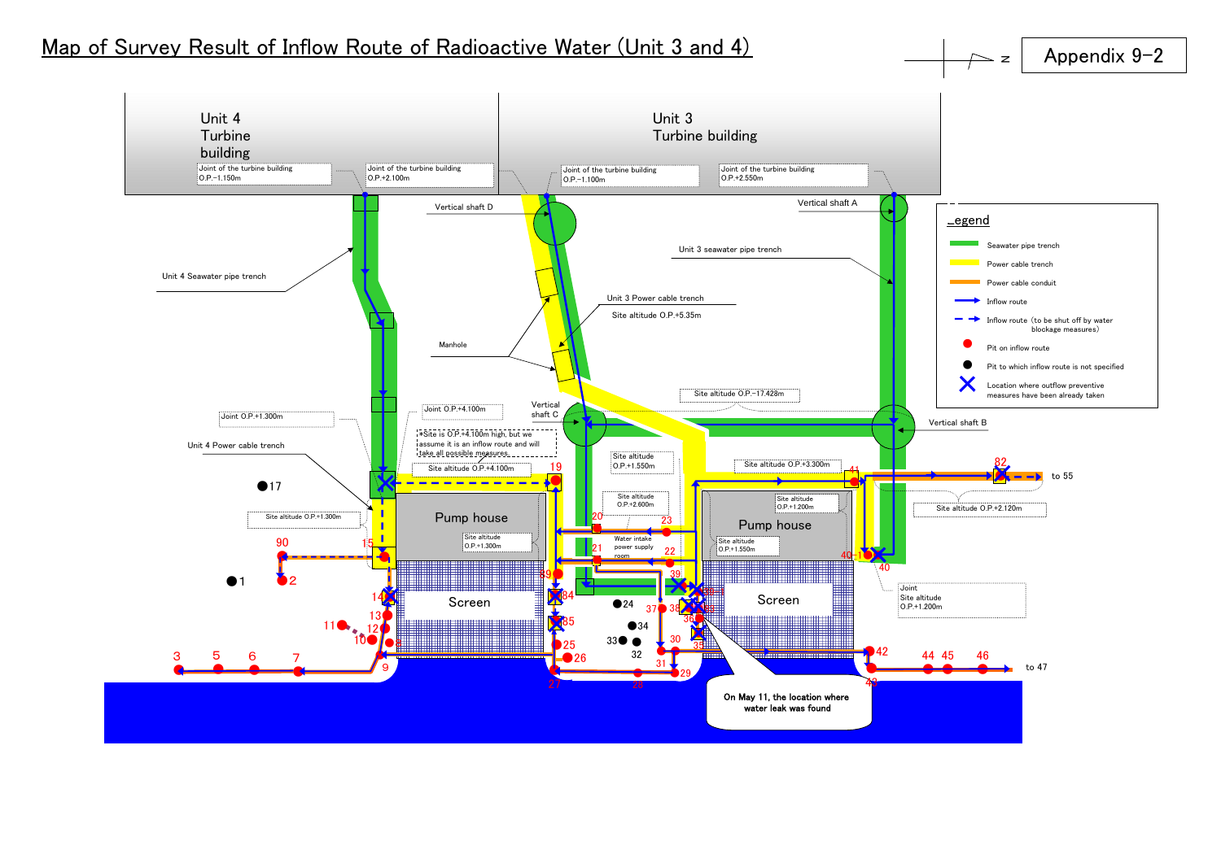# Map of Survey Result of Inflow Route of Radioactive Water (Unit 3 and 4)

Appendix 9-2

N

Unit 4 Turbine building

Joint of the turbine building O.P.−1.150m

Joint of the turbine building O.P.+2.100m

Unit 3 Turbine building

Joint of the turbine building O.P.−1.100m

Joint of the turbine building O.P.+2.550m

Vertical shaft D

Vertical shaft A

Unit 4 Seawater pipe trench

Unit 3 seawater pipe trench

Unit 3 Power cable trench

Site altitude O.P.+5.35m

Manhole

Site altitude O.P.−17.428m

Joint O.P.+1.300m

Joint O.P.+4.100m

Vertical shaft C

Vertical shaft B

*Site is O.P.+4.100m high, but we assume it is an inflow route and will take all possible measures.

Unit 4 Power cable trench

Site altitude O.P.+4.100m

Site altitude O.P.+1.550m

Site altitude O.P.+3.300m

Site altitude O.P.+2.600m

Site altitude O.P.+1.200m

Site altitude O.P.+2.120m

Site altitude O.P.+1.300m

Pump house

Site altitude O.P.+1.300m

Water intake power supply room

Pump house

Site altitude O.P.+1.550m

Joint Site altitude O.P.+1.200m

Screen

Screen

to 55

to 47

On May 11, the location where water leak was found

**Legend**

- Seawater pipe trench
- Power cable trench
- Power cable conduit
- Inflow route
- Inflow route (to be shut off by water blockage measures)
- Pit on inflow route
- Pit to which inflow route is not specified
- Location where outflow preventive measures have been already taken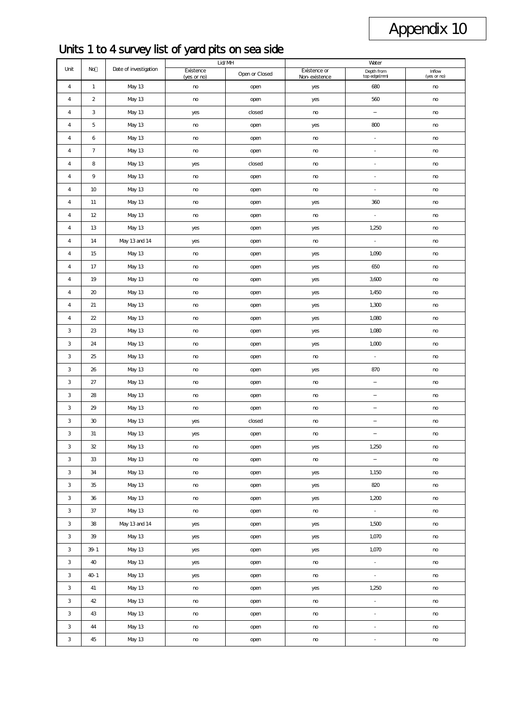Appendix 10

# Units 1 to 4 survey list of yard pits on sea side

| Unit | No | Date of investigation | Lid/MH | | Water | | |
|---|---|---|---|---|---|---|---|
| | | | Existence (yes or no) | Open or Closed | Existence or Non-existence | Depth from top edge(mm) | Inflow (yes or no) |
| 4 | 1 | May 13 | no | open | yes | 680 | no |
| 4 | 2 | May 13 | no | open | yes | 560 | no |
| 4 | 3 | May 13 | yes | closed | no | – | no |
| 4 | 5 | May 13 | no | open | yes | 800 | no |
| 4 | 6 | May 13 | no | open | no | - | no |
| 4 | 7 | May 13 | no | open | no | - | no |
| 4 | 8 | May 13 | yes | closed | no | - | no |
| 4 | 9 | May 13 | no | open | no | - | no |
| 4 | 10 | May 13 | no | open | no | - | no |
| 4 | 11 | May 13 | no | open | yes | 360 | no |
| 4 | 12 | May 13 | no | open | no | - | no |
| 4 | 13 | May 13 | yes | open | yes | 1,250 | no |
| 4 | 14 | May 13 and 14 | yes | open | no | - | no |
| 4 | 15 | May 13 | no | open | yes | 1,090 | no |
| 4 | 17 | May 13 | no | open | yes | 650 | no |
| 4 | 19 | May 13 | no | open | yes | 3,600 | no |
| 4 | 20 | May 13 | no | open | yes | 1,450 | no |
| 4 | 21 | May 13 | no | open | yes | 1,300 | no |
| 4 | 22 | May 13 | no | open | yes | 1,080 | no |
| 3 | 23 | May 13 | no | open | yes | 1,080 | no |
| 3 | 24 | May 13 | no | open | yes | 1,000 | no |
| 3 | 25 | May 13 | no | open | no | - | no |
| 3 | 26 | May 13 | no | open | yes | 870 | no |
| 3 | 27 | May 13 | no | open | no | – | no |
| 3 | 28 | May 13 | no | open | no | – | no |
| 3 | 29 | May 13 | no | open | no | – | no |
| 3 | 30 | May 13 | yes | closed | no | – | no |
| 3 | 31 | May 13 | yes | open | no | – | no |
| 3 | 32 | May 13 | no | open | yes | 1,250 | no |
| 3 | 33 | May 13 | no | open | no | – | no |
| 3 | 34 | May 13 | no | open | yes | 1,150 | no |
| 3 | 35 | May 13 | no | open | yes | 820 | no |
| 3 | 36 | May 13 | no | open | yes | 1,200 | no |
| 3 | 37 | May 13 | no | open | no | - | no |
| 3 | 38 | May 13 and 14 | yes | open | yes | 1,500 | no |
| 3 | 39 | May 13 | yes | open | yes | 1,070 | no |
| 3 | 39-1 | May 13 | yes | open | yes | 1,070 | no |
| 3 | 40 | May 13 | yes | open | no | - | no |
| 3 | 40-1 | May 13 | yes | open | no | - | no |
| 3 | 41 | May 13 | no | open | yes | 1,250 | no |
| 3 | 42 | May 13 | no | open | no | - | no |
| 3 | 43 | May 13 | no | open | no | - | no |
| 3 | 44 | May 13 | no | open | no | - | no |
| 3 | 45 | May 13 | no | open | no | - | no |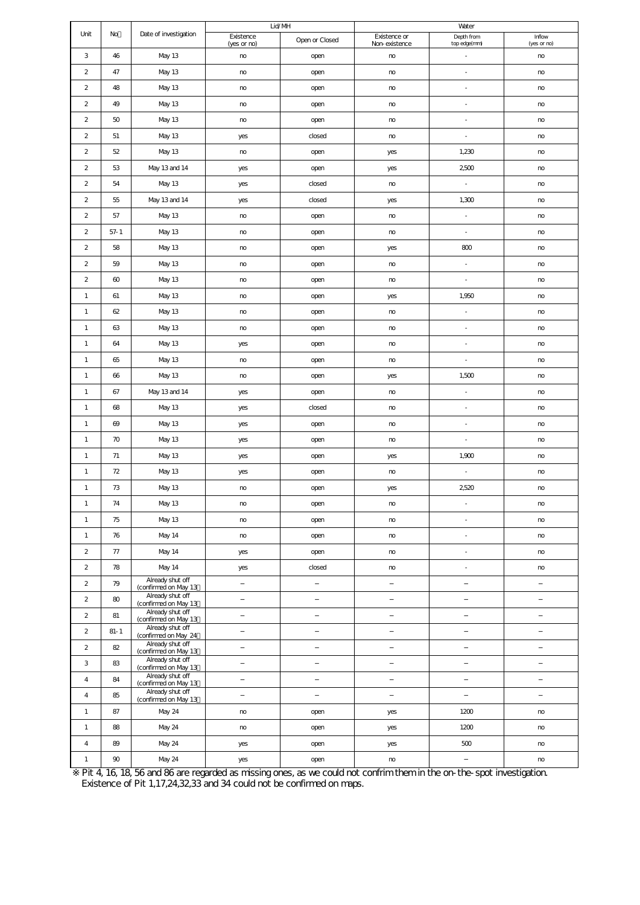| Unit | No | Date of investigation | Lid/MH | | Water | | |
|---|---|---|---|---|---|---|---|
| | | | Existence (yes or no) | Open or Closed | Existence or Non-existence | Depth from top edge(mm) | Inflow (yes or no) |
| 3 | 46 | May 13 | no | open | no | - | no |
| 2 | 47 | May 13 | no | open | no | - | no |
| 2 | 48 | May 13 | no | open | no | - | no |
| 2 | 49 | May 13 | no | open | no | - | no |
| 2 | 50 | May 13 | no | open | no | - | no |
| 2 | 51 | May 13 | yes | closed | no | - | no |
| 2 | 52 | May 13 | no | open | yes | 1,230 | no |
| 2 | 53 | May 13 and 14 | yes | open | yes | 2,500 | no |
| 2 | 54 | May 13 | yes | closed | no | - | no |
| 2 | 55 | May 13 and 14 | yes | closed | yes | 1,300 | no |
| 2 | 57 | May 13 | no | open | no | - | no |
| 2 | 57-1 | May 13 | no | open | no | - | no |
| 2 | 58 | May 13 | no | open | yes | 800 | no |
| 2 | 59 | May 13 | no | open | no | - | no |
| 2 | 60 | May 13 | no | open | no | - | no |
| 1 | 61 | May 13 | no | open | yes | 1,950 | no |
| 1 | 62 | May 13 | no | open | no | - | no |
| 1 | 63 | May 13 | no | open | no | - | no |
| 1 | 64 | May 13 | yes | open | no | - | no |
| 1 | 65 | May 13 | no | open | no | - | no |
| 1 | 66 | May 13 | no | open | yes | 1,500 | no |
| 1 | 67 | May 13 and 14 | yes | open | no | - | no |
| 1 | 68 | May 13 | yes | closed | no | - | no |
| 1 | 69 | May 13 | yes | open | no | - | no |
| 1 | 70 | May 13 | yes | open | no | - | no |
| 1 | 71 | May 13 | yes | open | yes | 1,900 | no |
| 1 | 72 | May 13 | yes | open | no | - | no |
| 1 | 73 | May 13 | no | open | yes | 2,520 | no |
| 1 | 74 | May 13 | no | open | no | - | no |
| 1 | 75 | May 13 | no | open | no | - | no |
| 1 | 76 | May 14 | no | open | no | - | no |
| 2 | 77 | May 14 | yes | open | no | - | no |
| 2 | 78 | May 14 | yes | closed | no | - | no |
| 2 | 79 | Already shut off (confirmed on May 13) | – | – | – | – | – |
| 2 | 80 | Already shut off (confirmed on May 13) | – | – | – | – | – |
| 2 | 81 | Already shut off (confirmed on May 13) | – | – | – | – | – |
| 2 | 81-1 | Already shut off (confirmed on May 24) | – | – | – | – | – |
| 2 | 82 | Already shut off (confirmed on May 13) | – | – | – | – | – |
| 3 | 83 | Already shut off (confirmed on May 13) | – | – | – | – | – |
| 4 | 84 | Already shut off (confirmed on May 13) | – | – | – | – | – |
| 4 | 85 | Already shut off (confirmed on May 13) | – | – | – | – | – |
| 1 | 87 | May 24 | no | open | yes | 1200 | no |
| 1 | 88 | May 24 | no | open | yes | 1200 | no |
| 4 | 89 | May 24 | yes | open | yes | 500 | no |
| 1 | 90 | May 24 | yes | open | no | – | no |

※ Pit 4, 16, 18, 56 and 86 are regarded as missing ones, as we could not confrim them in the on-the-spot investigation. Existence of Pit 1,17,24,32,33 and 34 could not be confirmed on maps.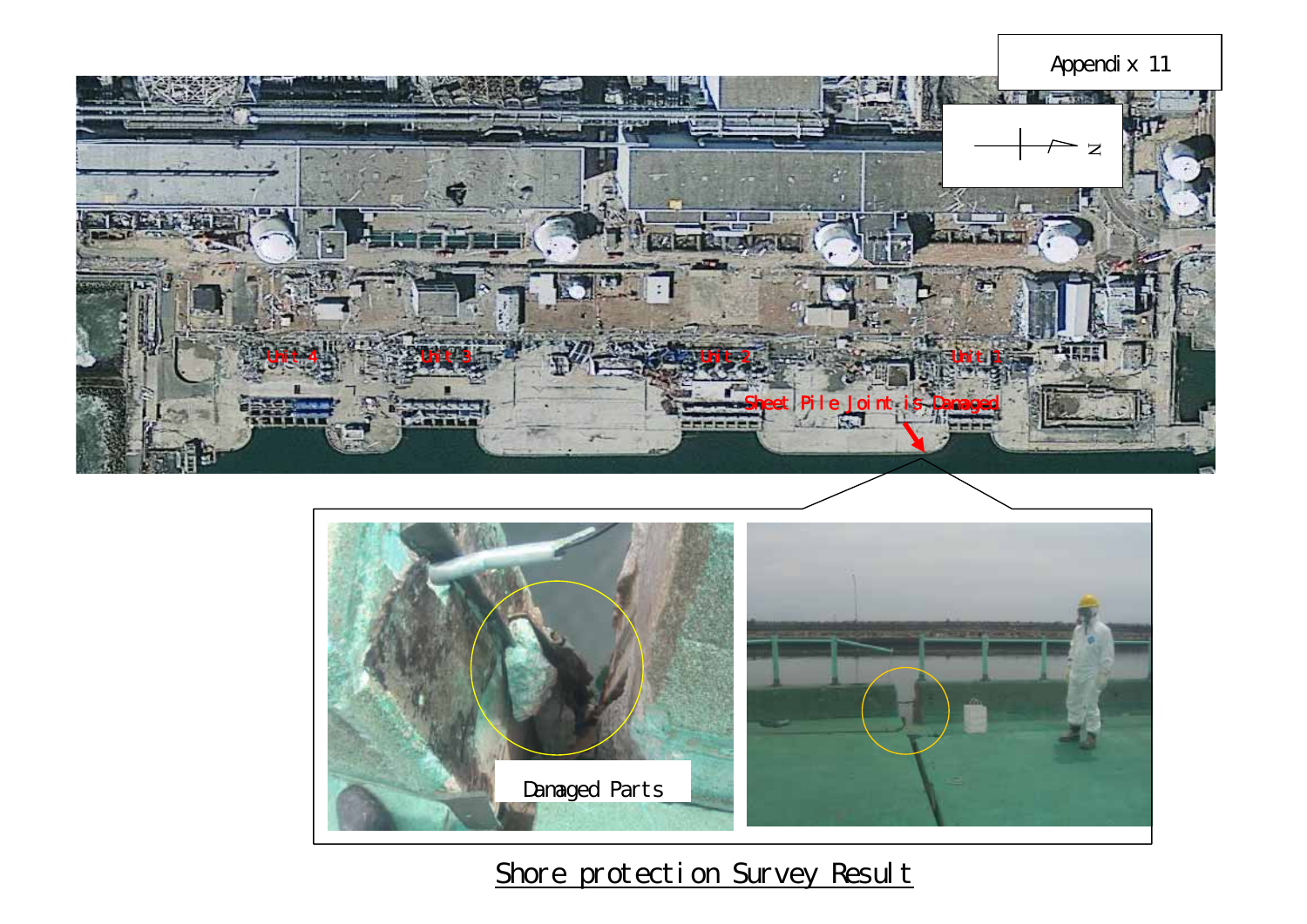Appendix 11

Unit 4

Unit 3

Unit 2

Unit 1

Sheet Pile Joint is Damaged

Damaged Parts

Shore protection Survey Result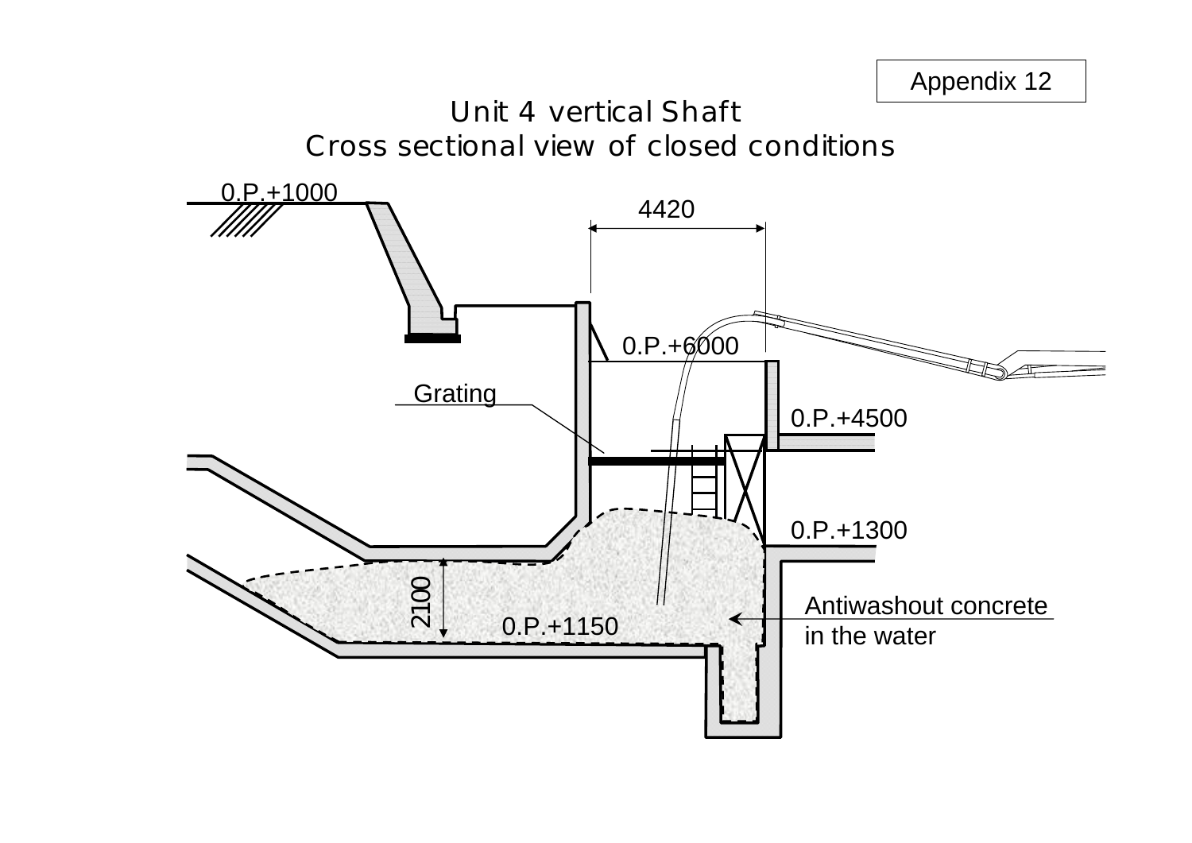Appendix 12

# Unit 4 vertical Shaft
## Cross sectional view of closed conditions

O.P.+1000

4420

O.P.+6000

Grating

O.P.+4500

O.P.+1300

2100

O.P.+1150

Antiwashout concrete in the water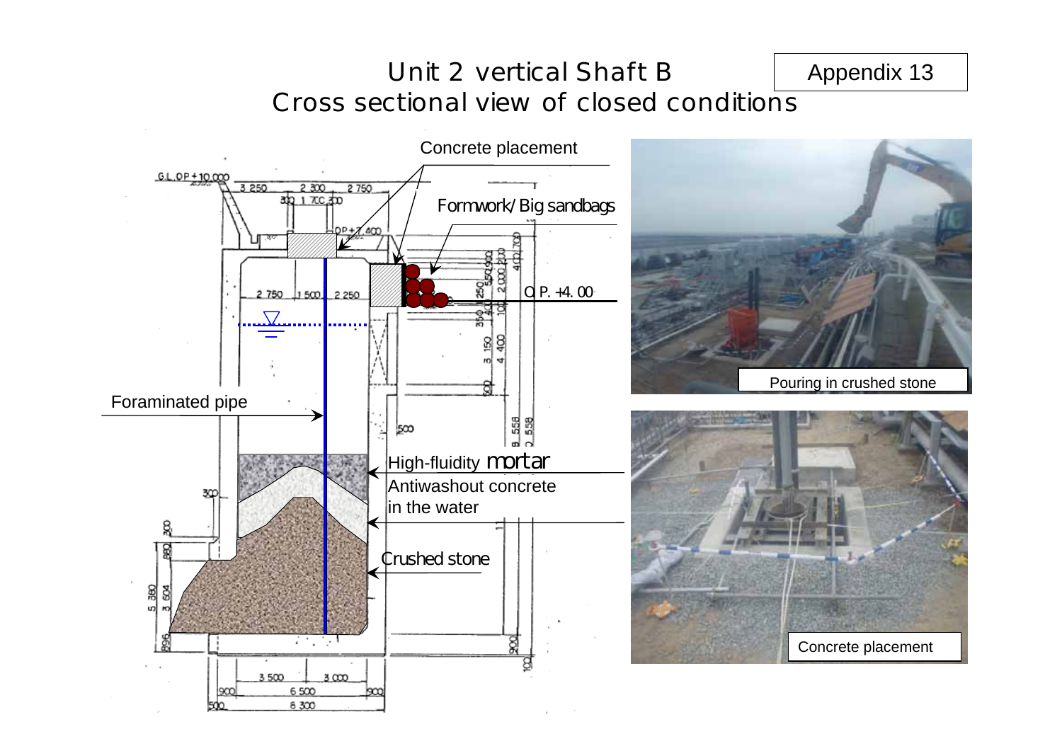# Unit 2 vertical Shaft B
## Cross sectional view of closed conditions

Appendix 13

Concrete placement

Formwork/Big sandbags

O.P. +4.00

Foraminated pipe

High-fluidity mortar

Antiwashout concrete in the water

Crushed stone

Pouring in crushed stone

Concrete placement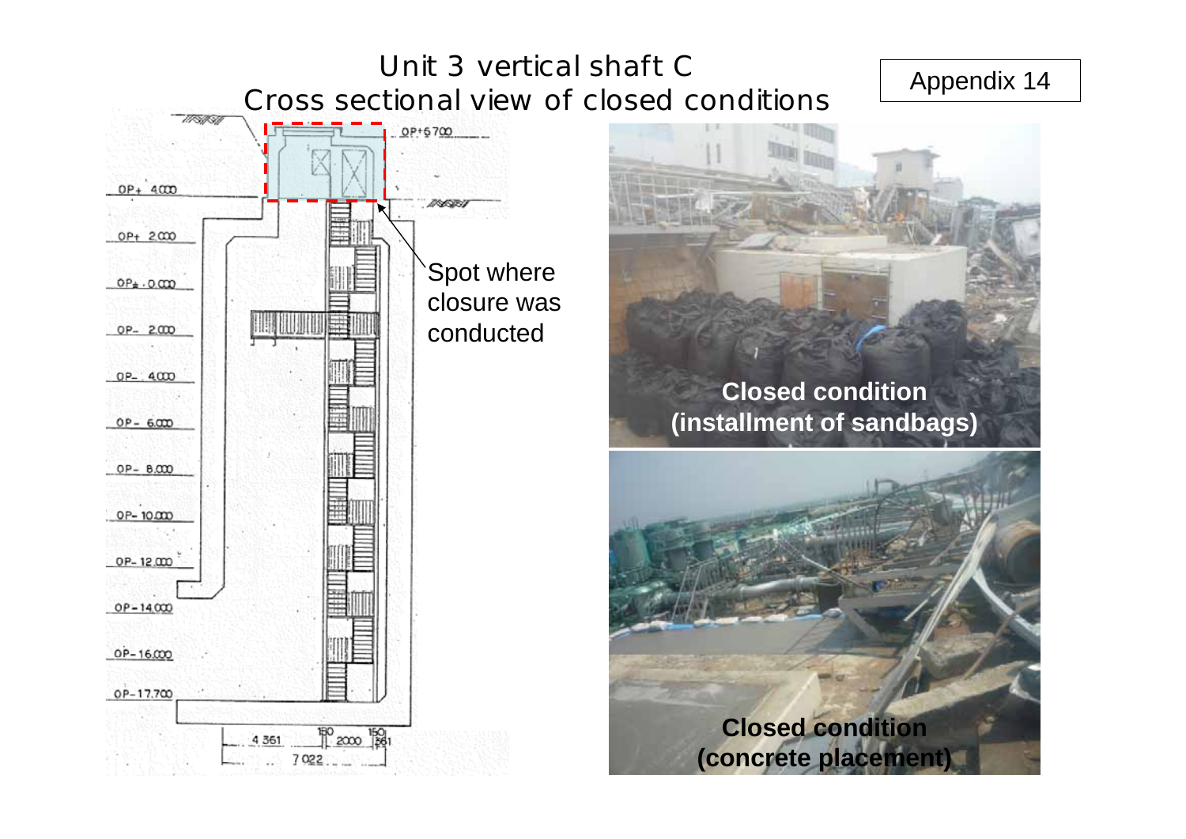# Unit 3 vertical shaft C
## Cross sectional view of closed conditions

Appendix 14

OP+6700

OP+4000

OP+2000

OP±0.000

OP-2000

OP-4000

OP-6000

OP-8000

OP-10000

OP-12000

OP-14000

OP-16000

OP-17700

4361 | 150 | 2000 | 150 | 361

7022

Spot where closure was conducted

**Closed condition (installment of sandbags)**

**Closed condition (concrete placement)**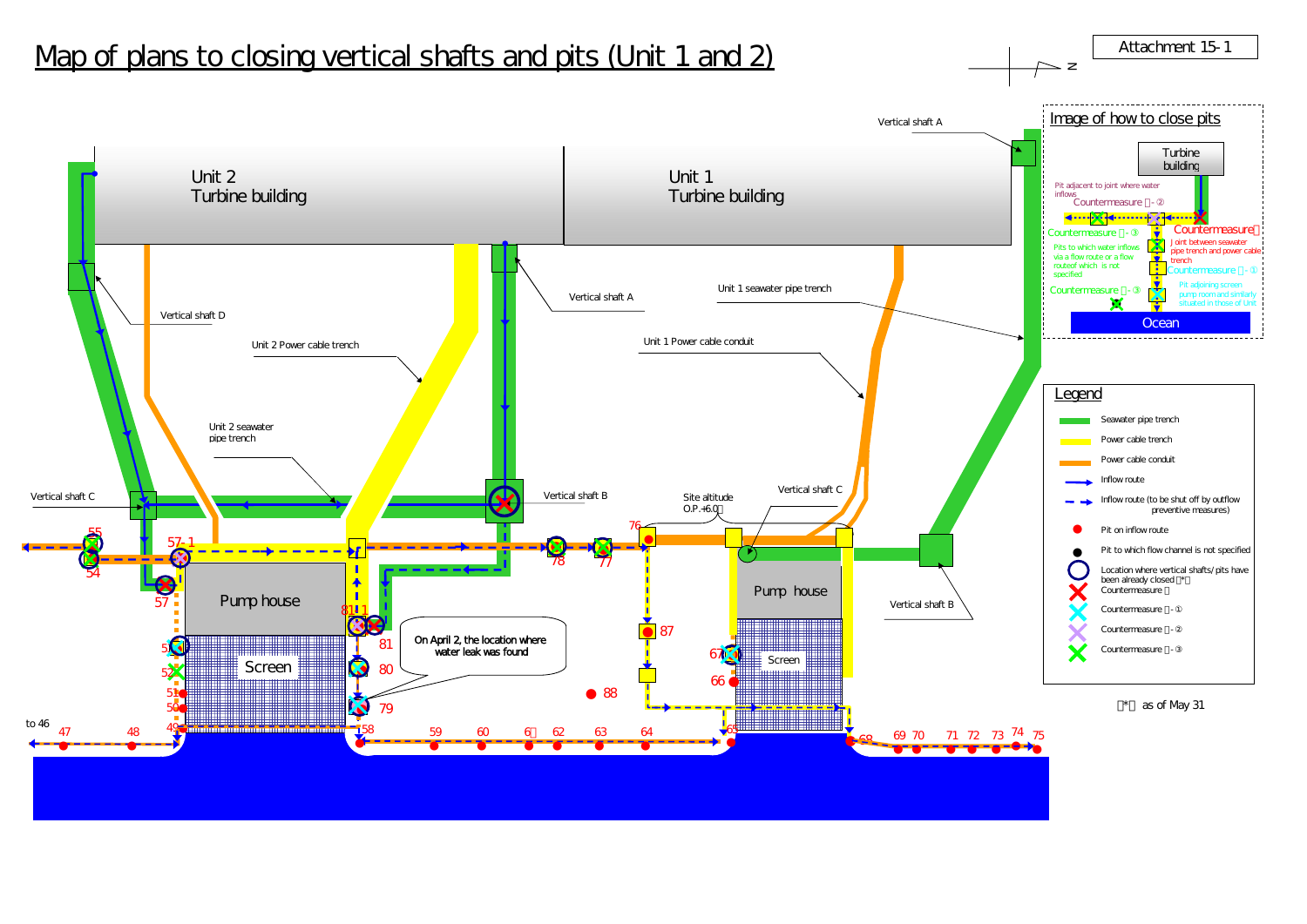# Map of plans to closing vertical shafts and pits (Unit 1 and 2)

Attachment 15-1

Unit 2 Turbine building

Unit 1 Turbine building

Vertical shaft A

Vertical shaft D

Vertical shaft A

Unit 1 seawater pipe trench

Unit 2 Power cable trench

Unit 1 Power cable conduit

Unit 2 seawater pipe trench

Vertical shaft C

Vertical shaft B

Site altitude O.P.+6.0

Vertical shaft C

Vertical shaft B

Pump house

Screen

Pump house

Screen

On April 2, the location where water leak was found

to 46

## Image of how to close pits

- Turbine building
- Pit adjacent to joint where water inflows — Countermeasure -②
- Countermeasure — Joint between seawater pipe trench and power cable trench
- Countermeasure -③ — Pits to which water inflows via a flow route or a flow route of which is not specified
- Countermeasure -① — Pit adjoining screen pump room and similarly situated in those of Unit
- Countermeasure -③
- Ocean

## Legend

- Seawater pipe trench
- Power cable trench
- Power cable conduit
- Inflow route
- Inflow route (to be shut off by outflow preventive measures)
- Pit on inflow route
- Pit to which flow channel is not specified
- Location where vertical shafts/pits have been already closed (*)
- Countermeasure
- Countermeasure -①
- Countermeasure -②
- Countermeasure -③

(*) as of May 31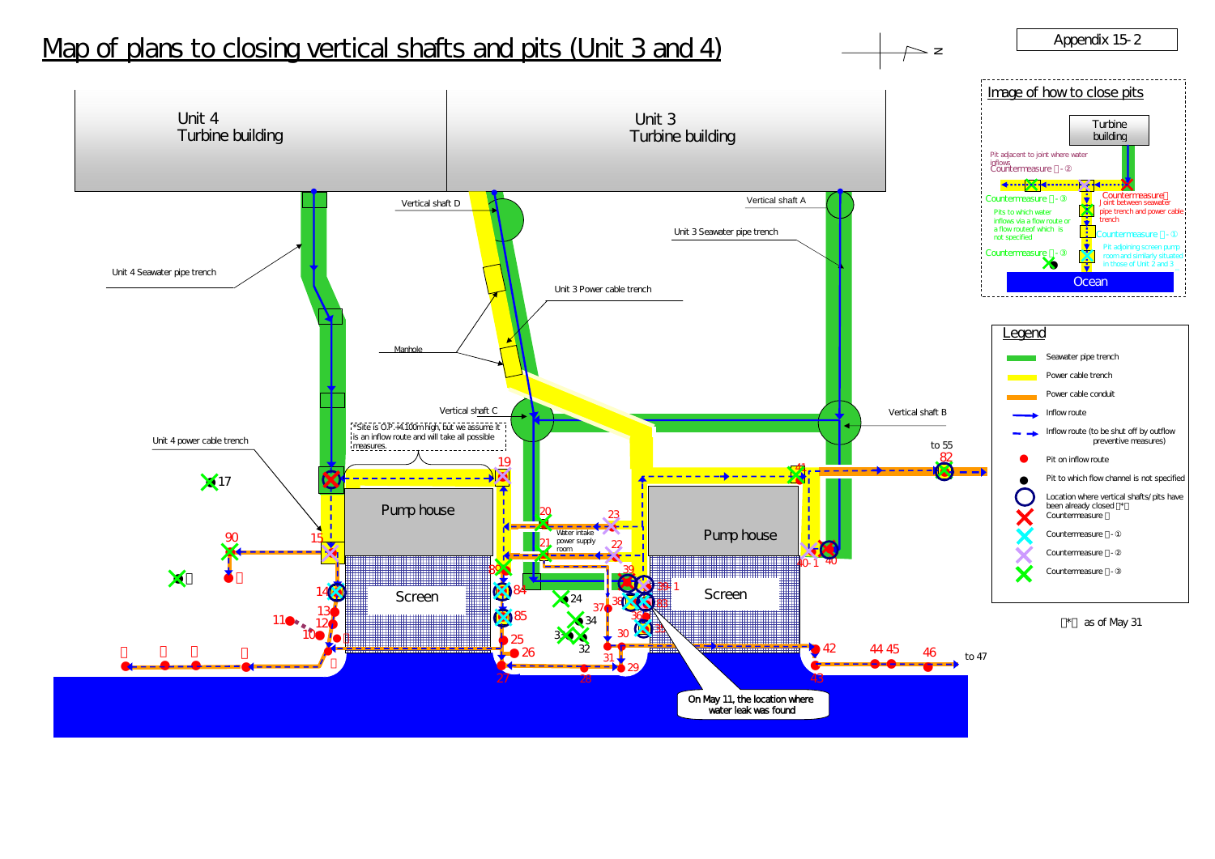# Map of plans to closing vertical shafts and pits (Unit 3 and 4)

Appendix 15-2

N

Unit 4 Turbine building

Unit 3 Turbine building

Vertical shaft D

Vertical shaft A

Unit 3 Seawater pipe trench

Unit 4 Seawater pipe trench

Unit 3 Power cable trench

Manhole

Vertical shaft C

Vertical shaft B

*Site is O.P. +4,100m high, but we assume it is an inflow route and will take all possible measures.

Unit 4 power cable trench

to 55

Pump house

Water intake power supply room

Pump house

Screen

Screen

to 47

On May 11, the location where water leak was found

17, 19, 20, 21, 22, 23, 24, 25, 26, 27, 28, 29, 30, 31, 32, 33, 34, 35, 36, 37, 38, 39, 39-1, 40, 40-1, 41, 42, 43, 44, 45, 46, 82, 84, 85, 86, 89, 90, 10, 11, 12, 13, 14, 15

## Image of how to close pits

Turbine building

Pit adjacent to joint where water inflows
Countermeasure Ⅱ-②

Countermeasure Ⅱ-③

Countermeasure Ⅰ
Joint between seawater pipe trench and power cable trench

Pits to which water inflows via a flow route or a flow route of which is not specified

Countermeasure Ⅱ-①

Pit adjoining screen pump room and similarly situated in those of Unit 2 and 3

Countermeasure Ⅱ-③

Ocean

## Legend

- Seawater pipe trench
- Power cable trench
- Power cable conduit
- Inflow route
- Inflow route (to be shut off by outflow preventive measures)
- Pit on inflow route
- Pit to which flow channel is not specified
- Location where vertical shafts/pits have been already closed (*) Countermeasure Ⅰ
- Countermeasure Ⅱ-①
- Countermeasure Ⅱ-②
- Countermeasure Ⅱ-③

(*) as of May 31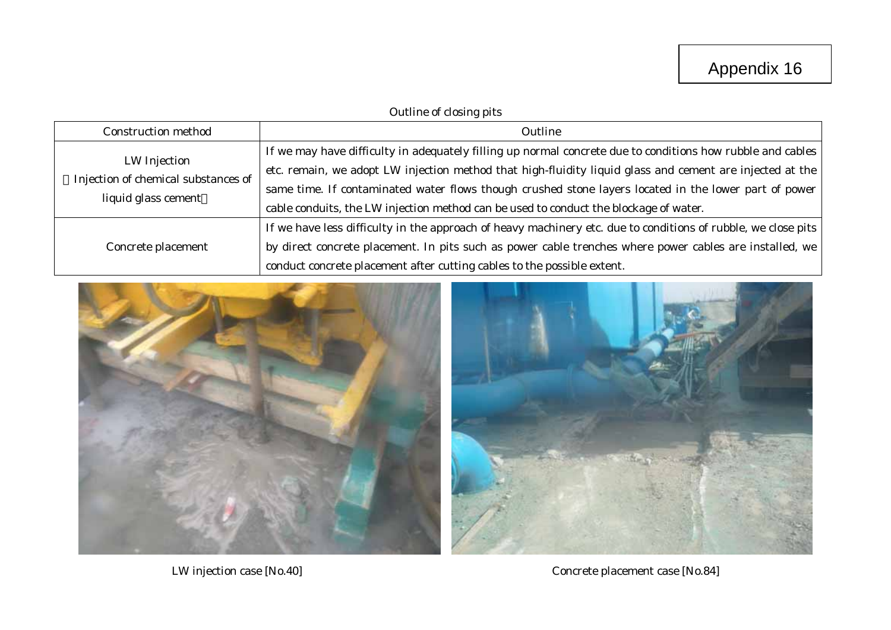Appendix 16

Outline of closing pits

| Construction method | Outline |
| --- | --- |
| LW Injection<br>（Injection of chemical substances of liquid glass cement） | If we may have difficulty in adequately filling up normal concrete due to conditions how rubble and cables etc. remain, we adopt LW injection method that high-fluidity liquid glass and cement are injected at the same time. If contaminated water flows though crushed stone layers located in the lower part of power cable conduits, the LW injection method can be used to conduct the blockage of water. |
| Concrete placement | If we have less difficulty in the approach of heavy machinery etc. due to conditions of rubble, we close pits by direct concrete placement. In pits such as power cable trenches where power cables are installed, we conduct concrete placement after cutting cables to the possible extent. |

LW injection case [No.40]

Concrete placement case [No.84]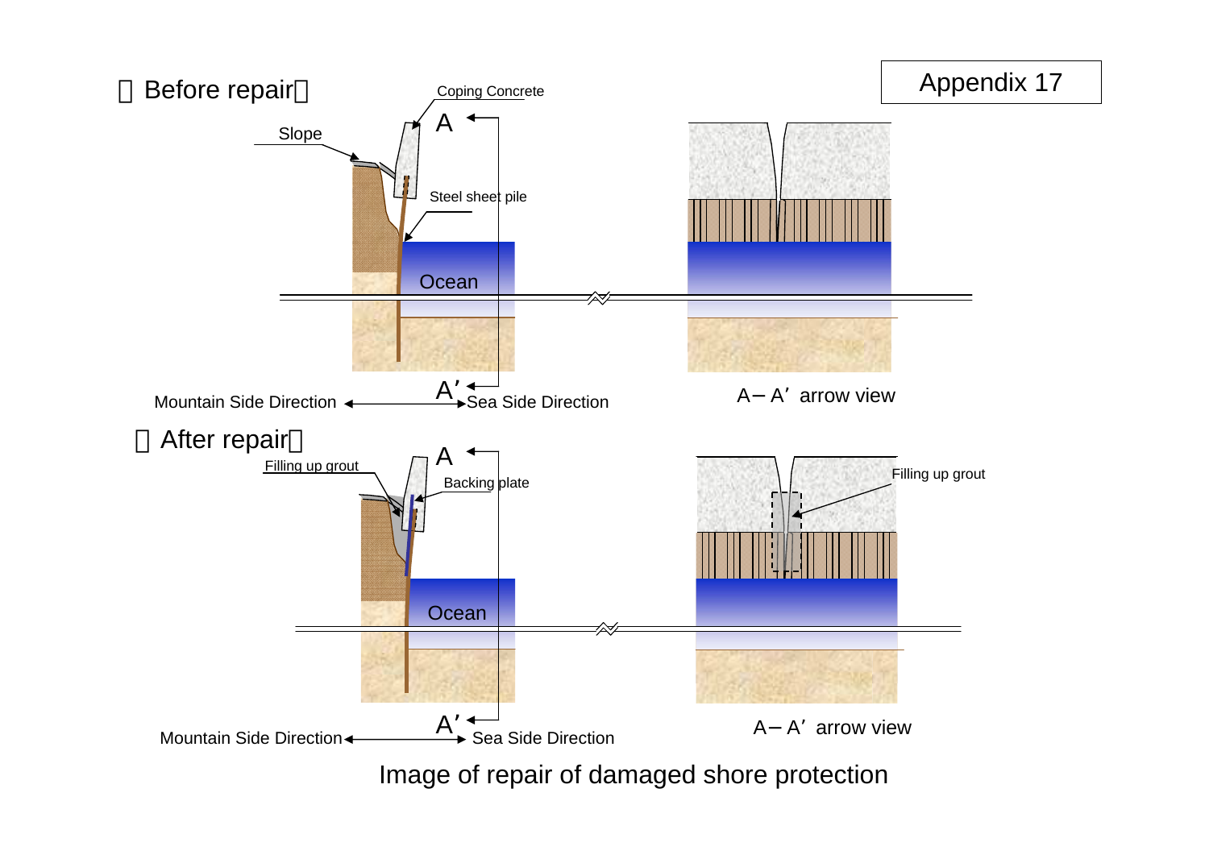Appendix 17

【Before repair】

Coping Concrete

Slope

A

Steel sheet pile

Ocean

A′

Mountain Side Direction ←→ Sea Side Direction

A－A′ arrow view

【After repair】

Filling up grout

A

Backing plate

Filling up grout

Ocean

A′

Mountain Side Direction ←→ Sea Side Direction

A－A′ arrow view

Image of repair of damaged shore protection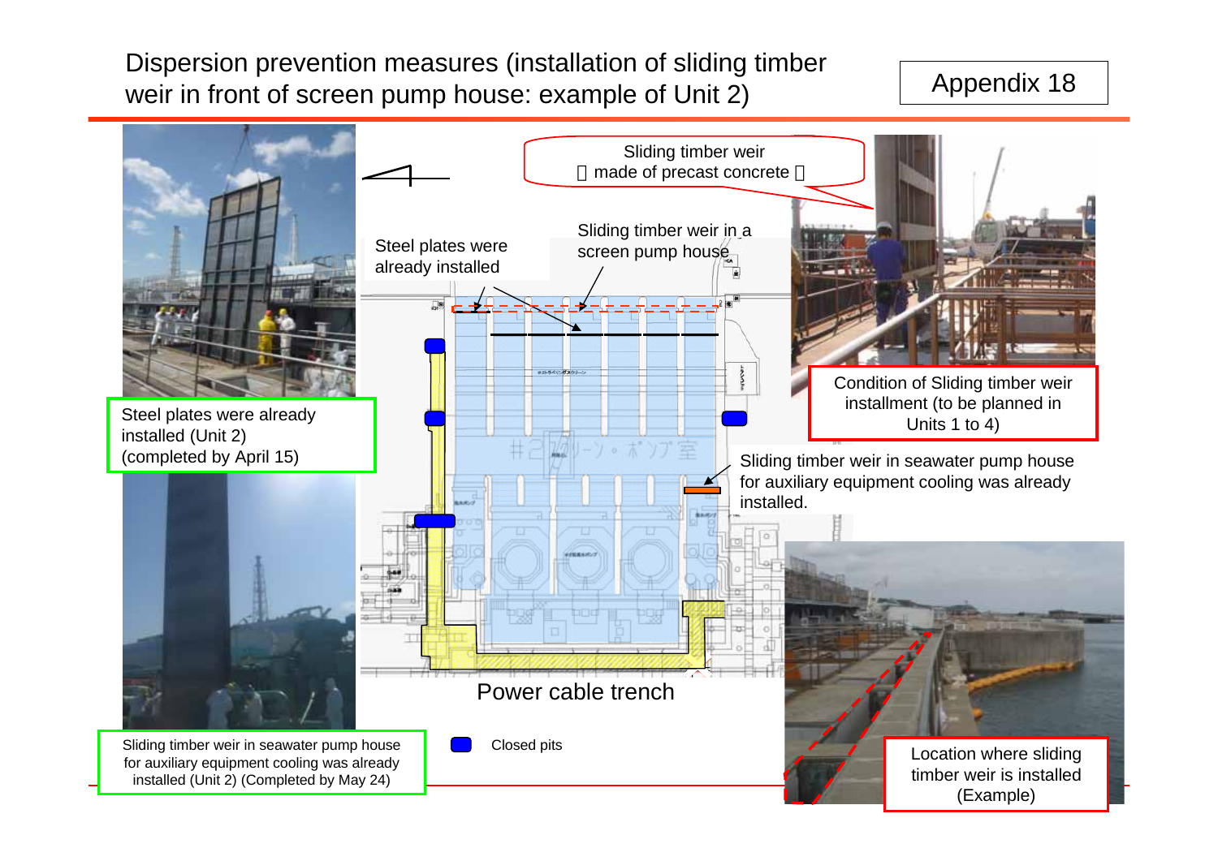# Dispersion prevention measures (installation of sliding timber weir in front of screen pump house: example of Unit 2)

Appendix 18

Sliding timber weir (made of precast concrete)

Steel plates were already installed

Sliding timber weir in a screen pump house

Steel plates were already installed (Unit 2) (completed by April 15)

Condition of Sliding timber weir installment (to be planned in Units 1 to 4)

Sliding timber weir in seawater pump house for auxiliary equipment cooling was already installed.

Power cable trench

Closed pits

Sliding timber weir in seawater pump house for auxiliary equipment cooling was already installed (Unit 2) (Completed by May 24)

Location where sliding timber weir is installed (Example)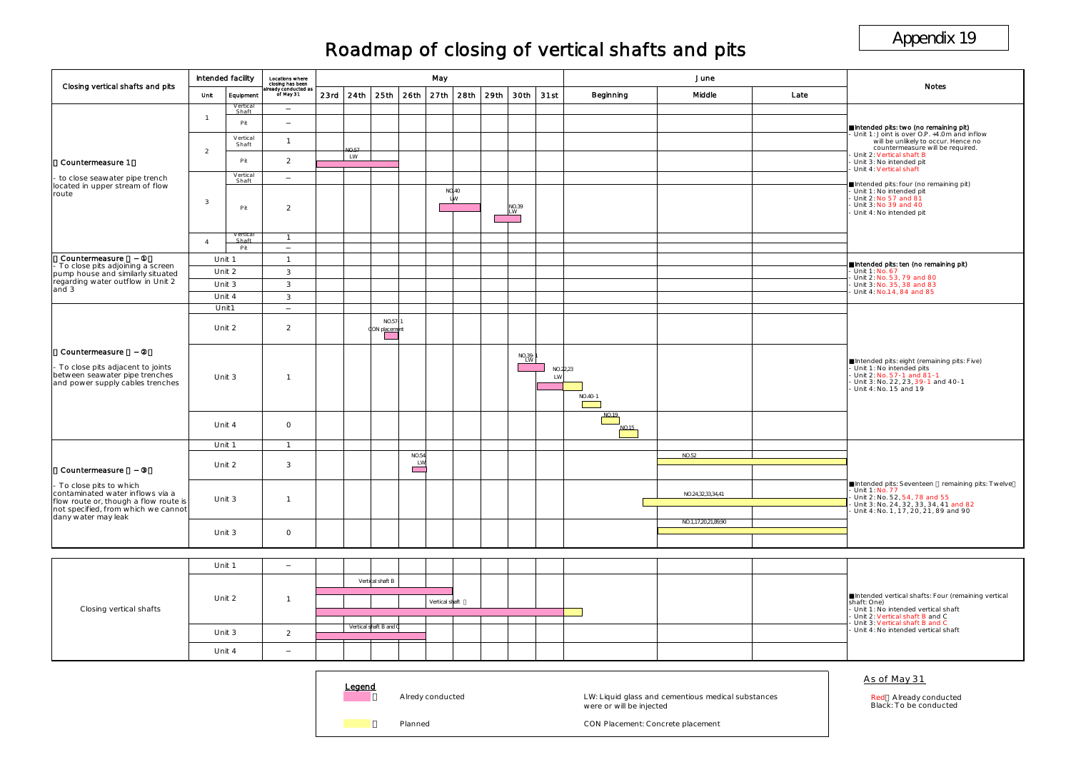Appendix 19

# Roadmap of closing of vertical shafts and pits

| Closing vertical shafts and pits | Intended facility: Unit | Intended facility: Equipment | Locations where closing has been already conducted as of May 31 | May 23rd | May 24th | May 25th | May 26th | May 27th | May 28th | May 29th | May 30th | May 31st | June Beginning | June Middle | June Late | Notes |
|---|---|---|---|---|---|---|---|---|---|---|---|---|---|---|---|---|
| 【Countermeasure 1】<br>- to close seawater pipe trench located in upper stream of flow route | 1 | Vertical Shaft | – | | | | | | | | | | | | | ■Intended pits: two (no remaining pit)<br>- Unit 1: Joint is over O.P. +4.0m and inflow will be unlikely to occur. Hence no countermeasure will be required.<br>- Unit 2: Vertical shaft B<br>- Unit 3: No intended pit<br>- Unit 4: Vertical shaft<br>■Intended pits: four (no remaining pit)<br>- Unit 1: No intended pit<br>- Unit 2: No 57 and 81<br>- Unit 3: No 39 and 40<br>- Unit 4: No intended pit |
| | 1 | Pit | – | | | | | | | | | | | | | |
| | 2 | Vertical Shaft | 1 | | | | | | | | | | | | | |
| | 2 | Pit | 2 | | NO.57 LW | | | | | | | | | | | |
| | 3 | Vertical Shaft | – | | | | | | | | | | | | | |
| | 3 | Pit | 2 | | | | | NO.40 LW | | | NO.39 LW | | | | | |
| | 4 | Vertical Shaft | 1 | | | | | | | | | | | | | |
| | 4 | Pit | – | | | | | | | | | | | | | |
| 【Countermeasure Ⅱ-①】<br>- To close pits adjoining a screen pump house and similarly situated regarding water outflow in Unit 2 and 3 | Unit 1 | | 1 | | | | | | | | | | | | | ■Intended pits: ten (no remaining pit)<br>- Unit 1: No. 67<br>- Unit 2: No. 53, 79 and 80<br>- Unit 3: No. 35, 38 and 83<br>- Unit 4: No.14, 84 and 85 |
| | Unit 2 | | 3 | | | | | | | | | | | | | |
| | Unit 3 | | 3 | | | | | | | | | | | | | |
| | Unit 4 | | 3 | | | | | | | | | | | | | |
| 【Countermeasure Ⅱ-②】<br>- To close pits adjacent to joints between seawater pipe trenches and power supply cables trenches | Unit1 | | – | | | | | | | | | | | | | ■Intended pits: eight (remaining pits: Five)<br>- Unit 1: No intended pits<br>- Unit 2: No. 57-1 and 81-1<br>- Unit 3: No. 22, 23, 39-1 and 40-1<br>- Unit 4: No. 15 and 19 |
| | Unit 2 | | 2 | | | NO.57-1 CON placement | | | | | | | | | | |
| | Unit 3 | | 1 | | | | | | | | NO.39-1 LW | NO.22,23 LW | NO.40-1 | | | |
| | Unit 4 | | 0 | | | | | | | | | | NO.19<br>NO.15 | | | |
| 【Countermeasure Ⅱ-③】<br>- To close pits to which contaminated water inflows via a flow route or, though a flow route is not specified, from which we cannot deny water may leak | Unit 1 | | 1 | | | | | | | | | | | | | ■Intended pits: Seventeen （remaining pits: Twelve）<br>- Unit 1: No. 77<br>- Unit 2: No. 52, 54, 78 and 55<br>- Unit 3: No. 24, 32, 33, 34, 41 and 82<br>- Unit 4: No. 1, 17, 20, 21, 89 and 90 |
| | Unit 2 | | 3 | | | | NO.54 LW | | | | | | | NO.52 | | |
| | Unit 3 | | 1 | | | | | | | | | | | NO.24,32,33,34,41 | | |
| | Unit 3 | | 0 | | | | | | | | | | | NO.1,17,20,21,89,90 | | |

| Closing vertical shafts | Unit | Locations where closing has been already conducted as of May 31 | May 23rd | May 24th | May 25th | May 26th | May 27th | May 28th | May 29th | May 30th | May 31st | June Beginning | June Middle | June Late | Notes |
|---|---|---|---|---|---|---|---|---|---|---|---|---|---|---|---|
| Closing vertical shafts | Unit 1 | – | | | | | | | | | | | | | ■Intended vertical shafts: Four (remaining vertical shaft: One)<br>- Unit 1: No intended vertical shaft<br>- Unit 2: Vertical shaft B and C<br>- Unit 3: Vertical shaft B and C<br>- Unit 4: No intended vertical shaft |
| | Unit 2 | 1 | | Vertical shaft B | | | Vertical shaft C | | | | | | | | |
| | Unit 3 | 2 | | Vertical shaft B and C | | | | | | | | | | | |
| | Unit 4 | – | | | | | | | | | | | | | |

**Legend**

- ： Alredy conducted
- ： Planned

LW: Liquid glass and cementious medical substances were or will be injected

CON Placement: Concrete placement

As of May 31

Red： Already conducted
Black: To be conducted